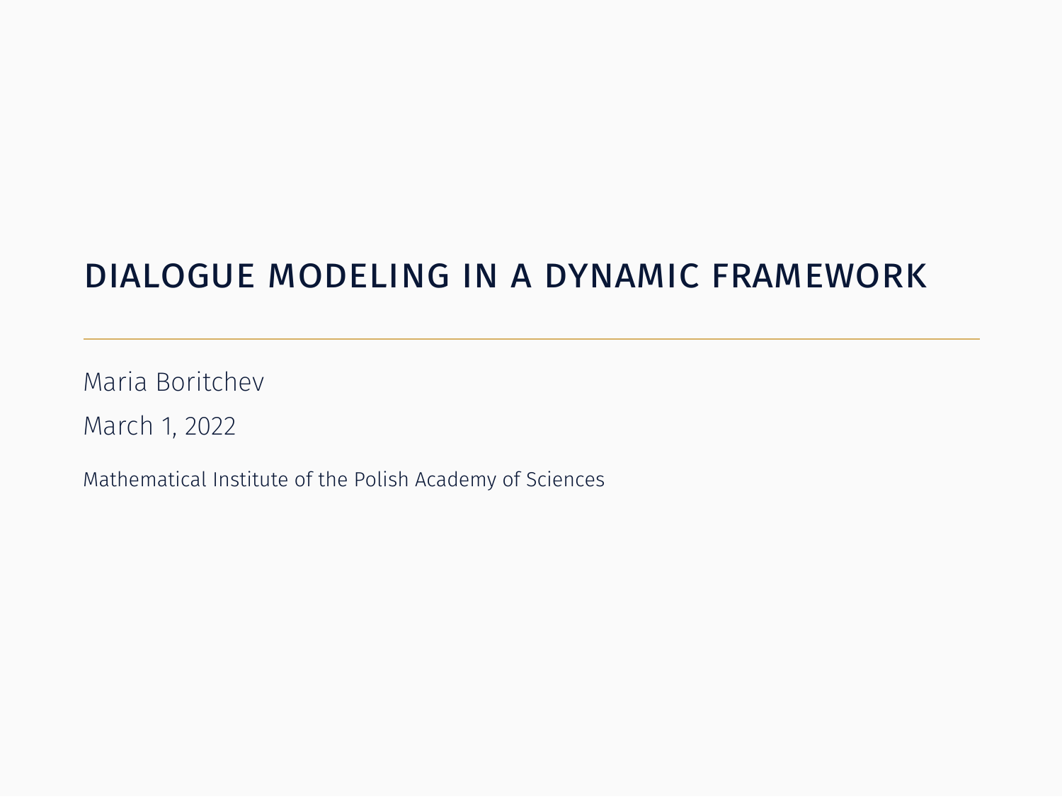# DIALOGUE MODELING IN A DYNAMIC FRAMEWORK

Maria Boritchev

March 1, 2022

Mathematical Institute of the Polish Academy of Sciences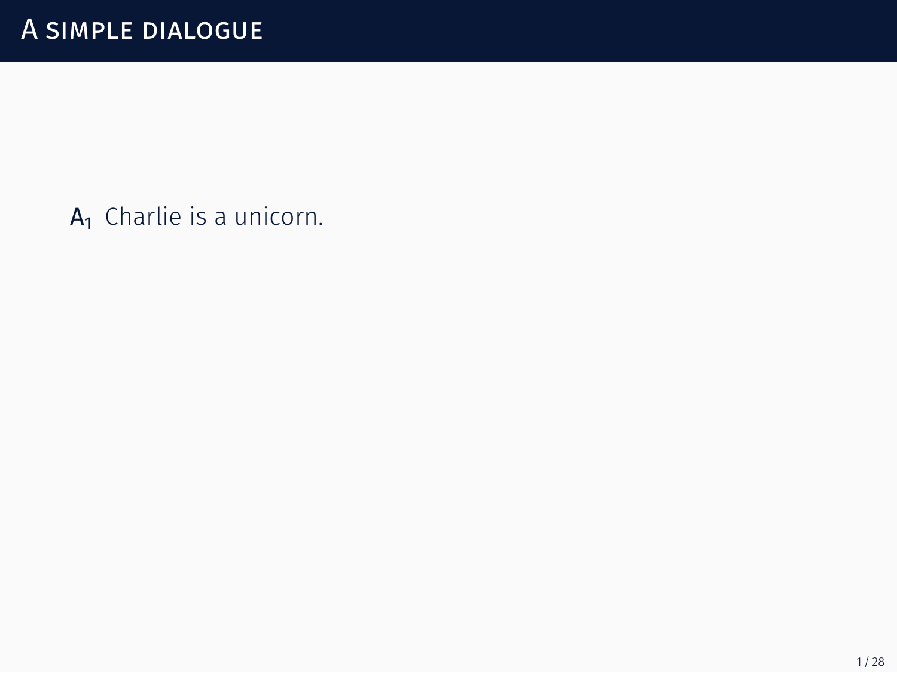# A simple dialogue

$A_1$ Charlie is a unicorn.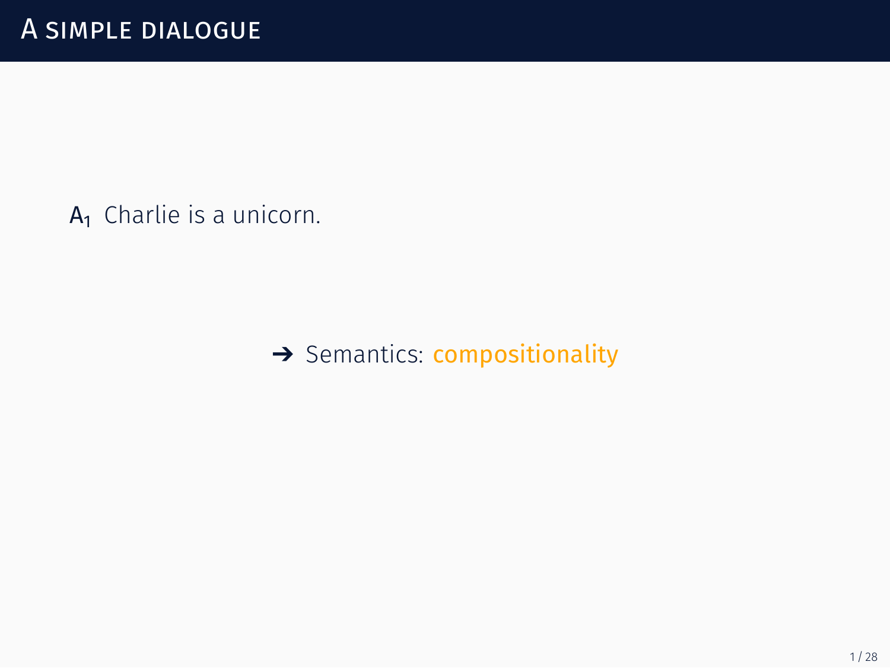# A simple dialogue

$A_1$ Charlie is a unicorn.

➔ Semantics: compositionality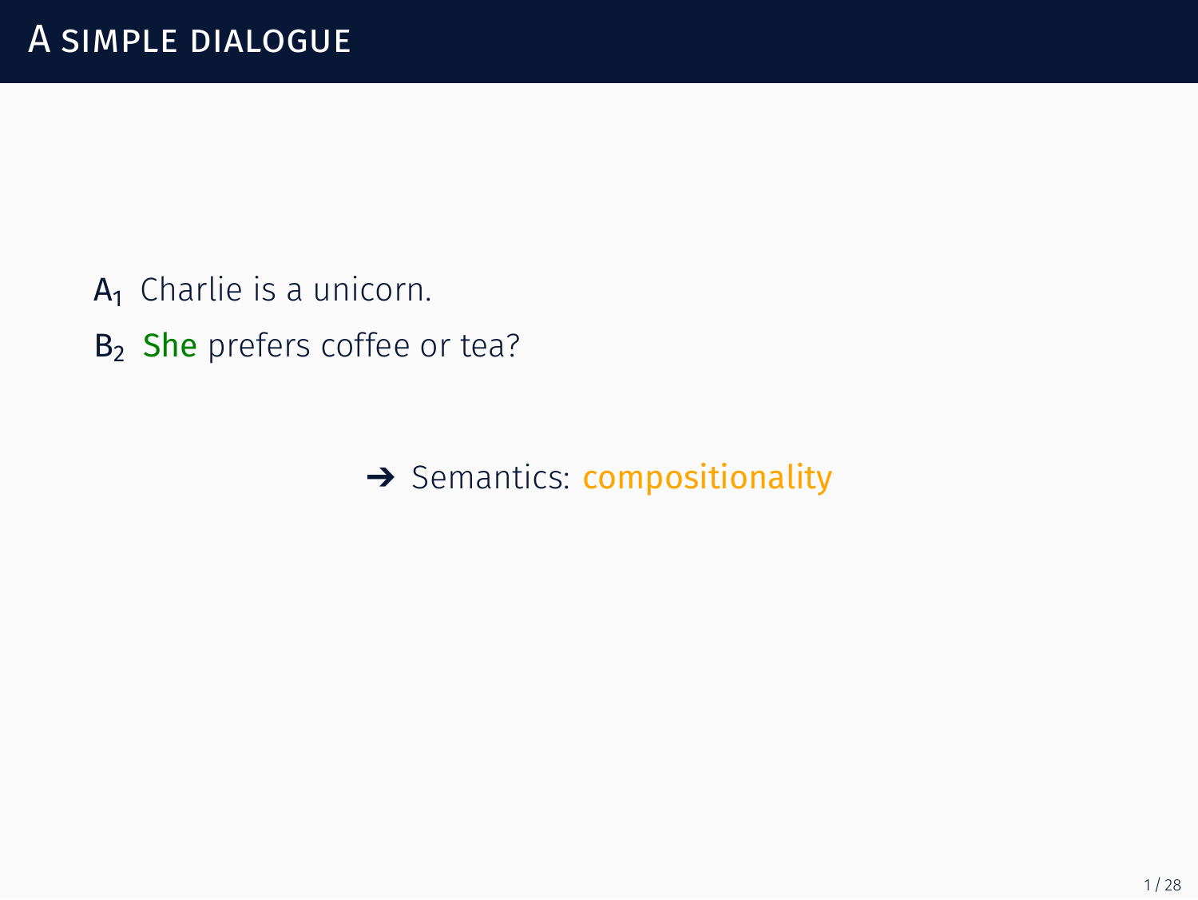# A simple dialogue

$A_1$ Charlie is a unicorn.

$B_2$ She prefers coffee or tea?

➔ Semantics: compositionality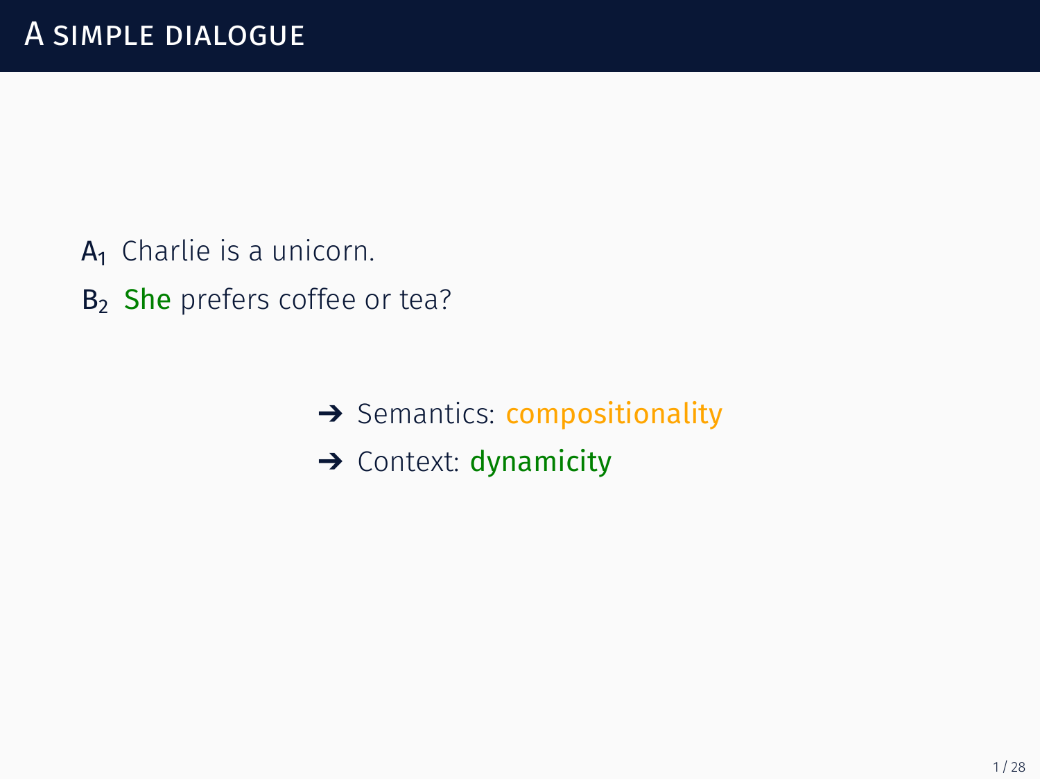# A simple dialogue

$A_1$ Charlie is a unicorn.

$B_2$ She prefers coffee or tea?

➔ Semantics: compositionality

➔ Context: dynamicity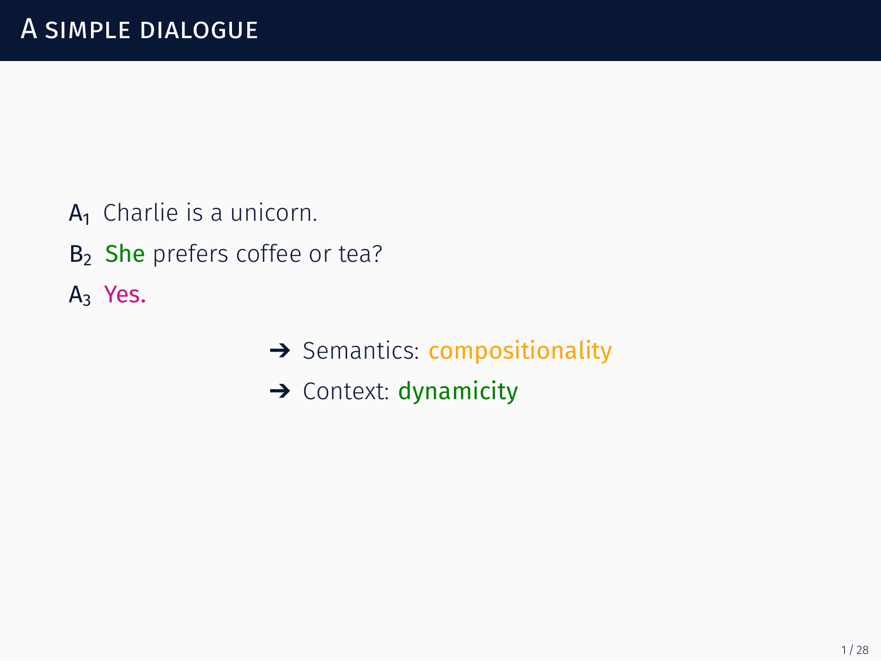# A simple dialogue

$A_1$ Charlie is a unicorn.

$B_2$ She prefers coffee or tea?

$A_3$ Yes.

➔ Semantics: compositionality

➔ Context: dynamicity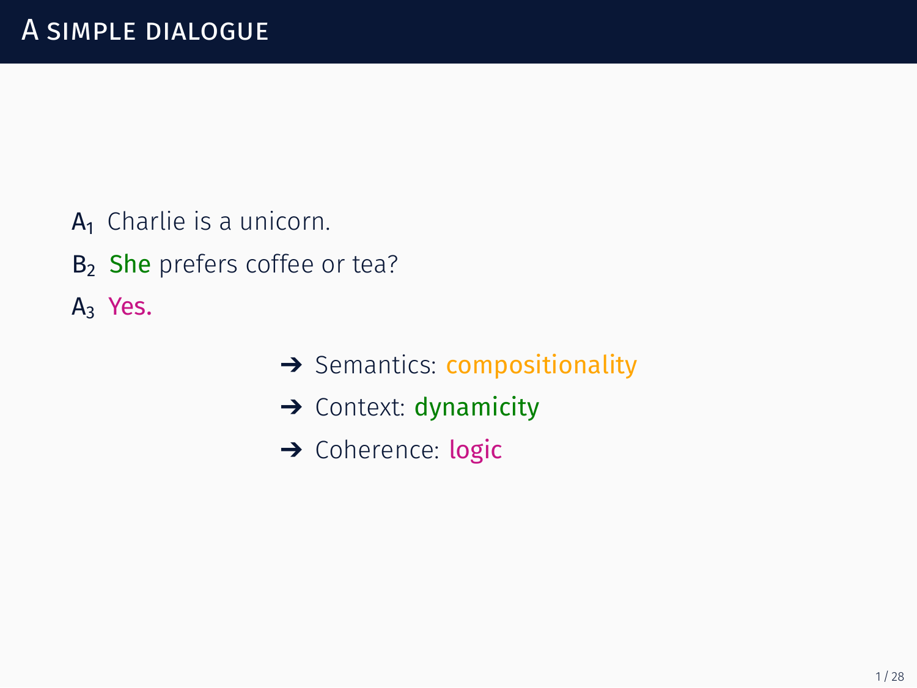# A simple dialogue

$A_1$ Charlie is a unicorn.

$B_2$ She prefers coffee or tea?

$A_3$ Yes.

- ➔ Semantics: compositionality
- ➔ Context: dynamicity
- ➔ Coherence: logic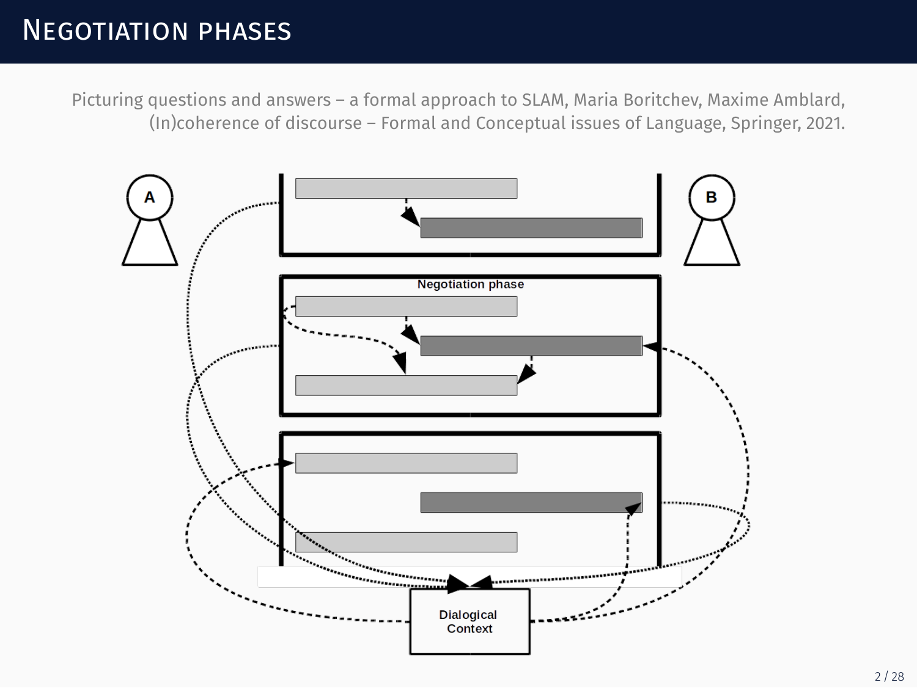# Negotiation phases

Picturing questions and answers – a formal approach to SLAM, Maria Boritchev, Maxime Amblard, (In)coherence of discourse – Formal and Conceptual issues of Language, Springer, 2021.

A

B

Negotiation phase

Dialogical Context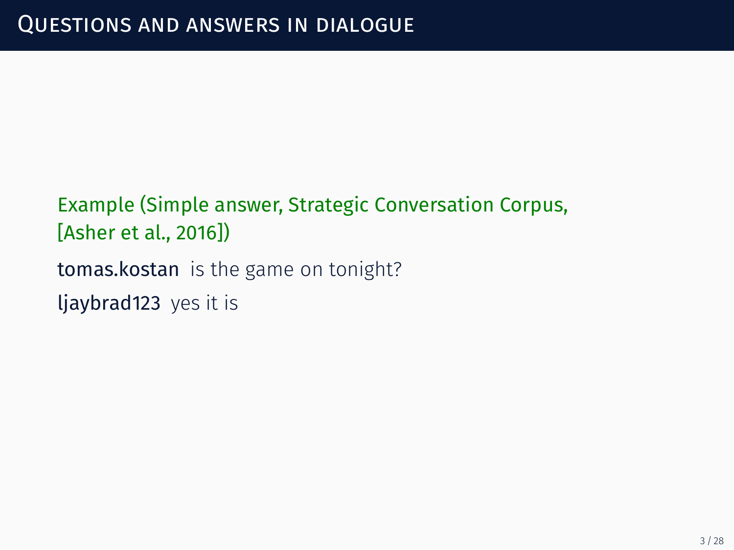# Questions and answers in dialogue

Example (Simple answer, Strategic Conversation Corpus, [Asher et al., 2016])

**tomas.kostan** is the game on tonight?

**ljaybrad123** yes it is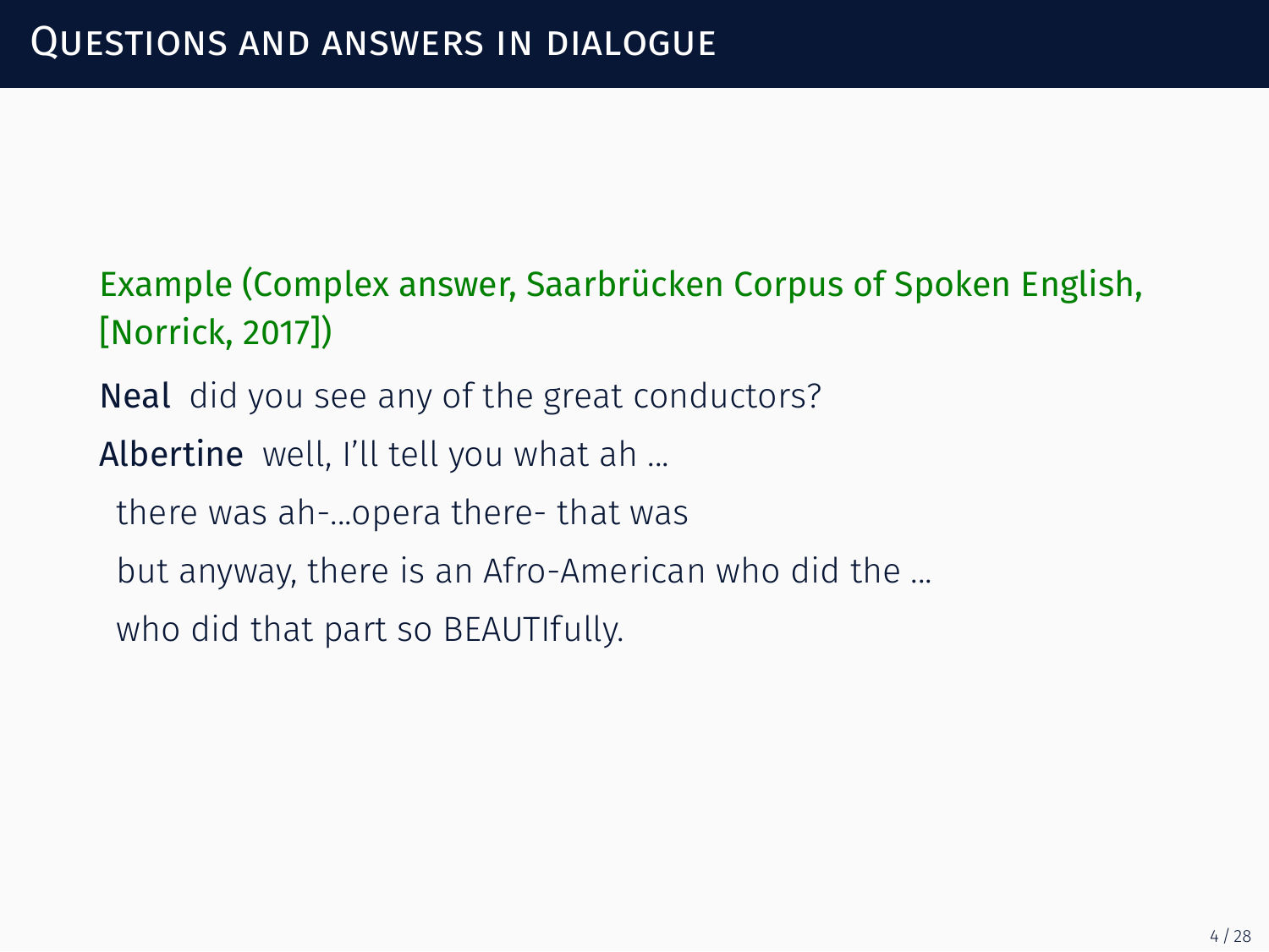# Questions and answers in dialogue

Example (Complex answer, Saarbrücken Corpus of Spoken English, [Norrick, 2017])

**Neal** did you see any of the great conductors?

**Albertine** well, I'll tell you what ah ...

there was ah-...opera there- that was

but anyway, there is an Afro-American who did the ...

who did that part so BEAUTIfully.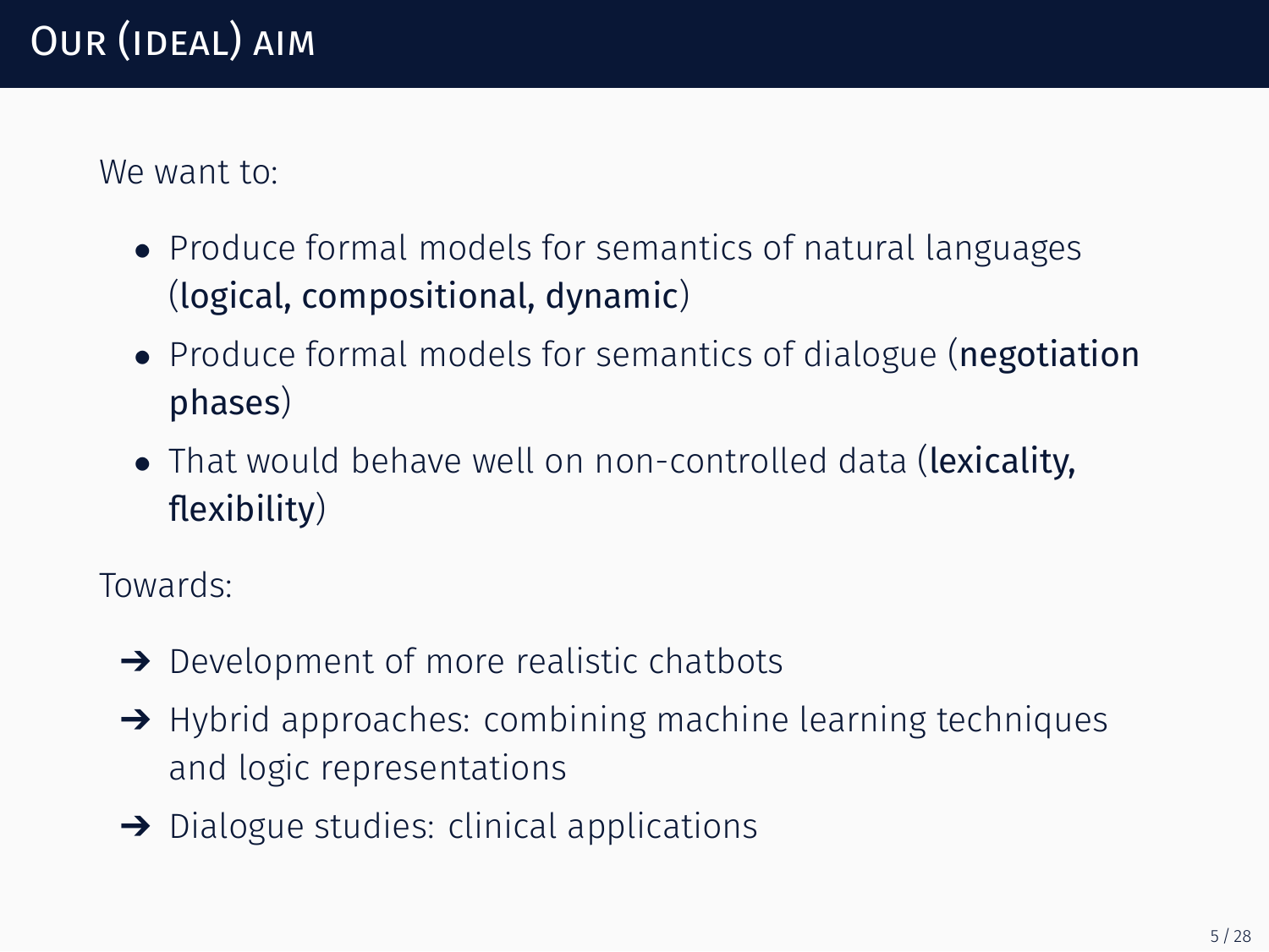# Our (ideal) aim

We want to:

- Produce formal models for semantics of natural languages (**logical, compositional, dynamic**)
- Produce formal models for semantics of dialogue (**negotiation phases**)
- That would behave well on non-controlled data (**lexicality, flexibility**)

Towards:

- ➔ Development of more realistic chatbots
- ➔ Hybrid approaches: combining machine learning techniques and logic representations
- ➔ Dialogue studies: clinical applications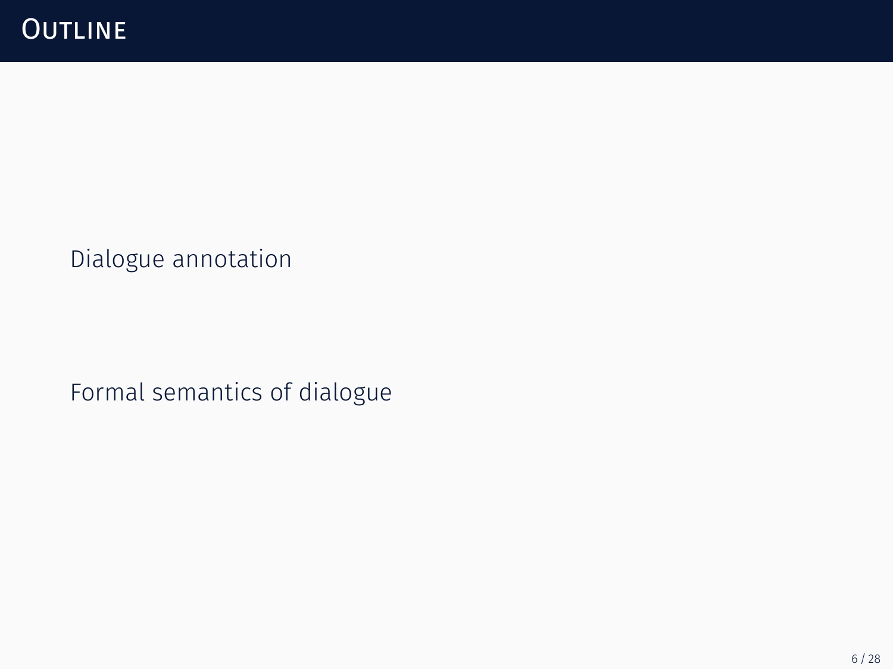# Outline

Dialogue annotation

Formal semantics of dialogue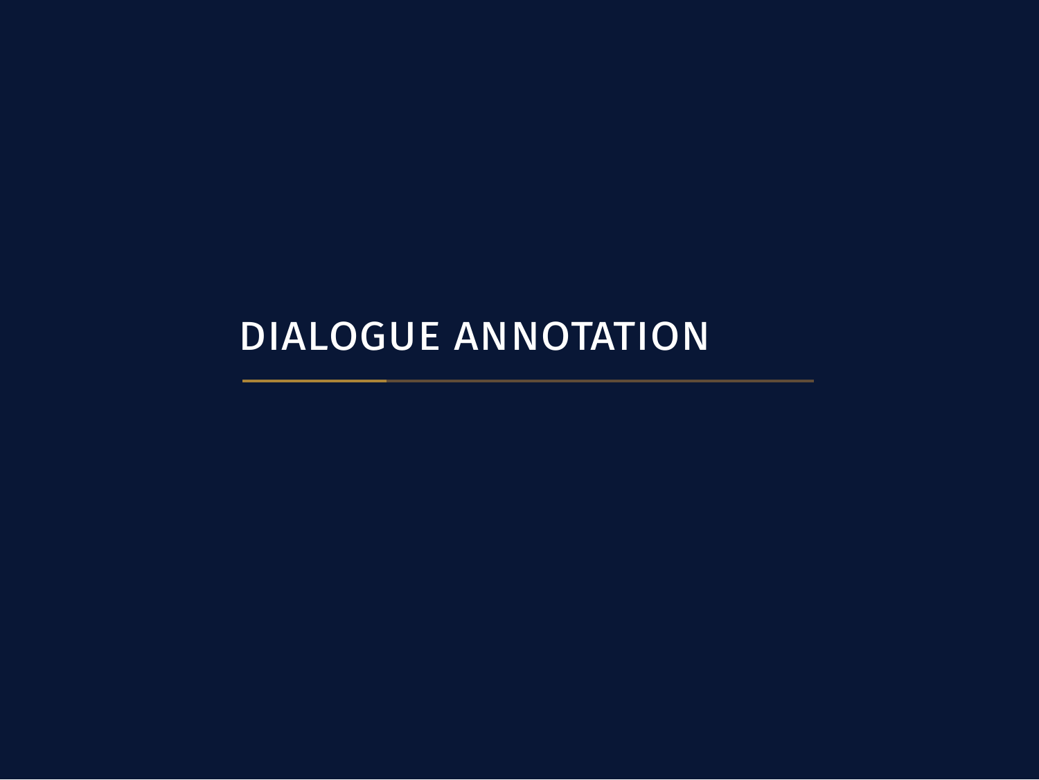# DIALOGUE ANNOTATION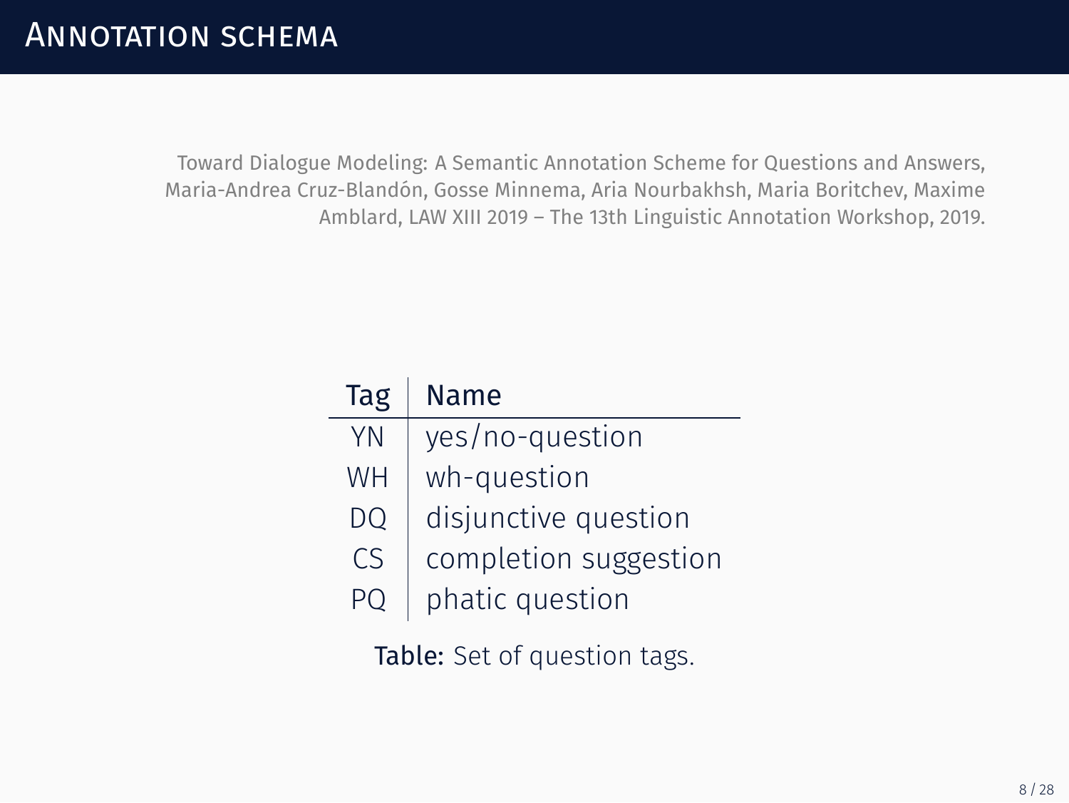# Annotation schema

Toward Dialogue Modeling: A Semantic Annotation Scheme for Questions and Answers, Maria-Andrea Cruz-Blandón, Gosse Minnema, Aria Nourbakhsh, Maria Boritchev, Maxime Amblard, LAW XIII 2019 – The 13th Linguistic Annotation Workshop, 2019.

| Tag | Name |
|---|---|
| YN | yes/no-question |
| WH | wh-question |
| DQ | disjunctive question |
| CS | completion suggestion |
| PQ | phatic question |

**Table:** Set of question tags.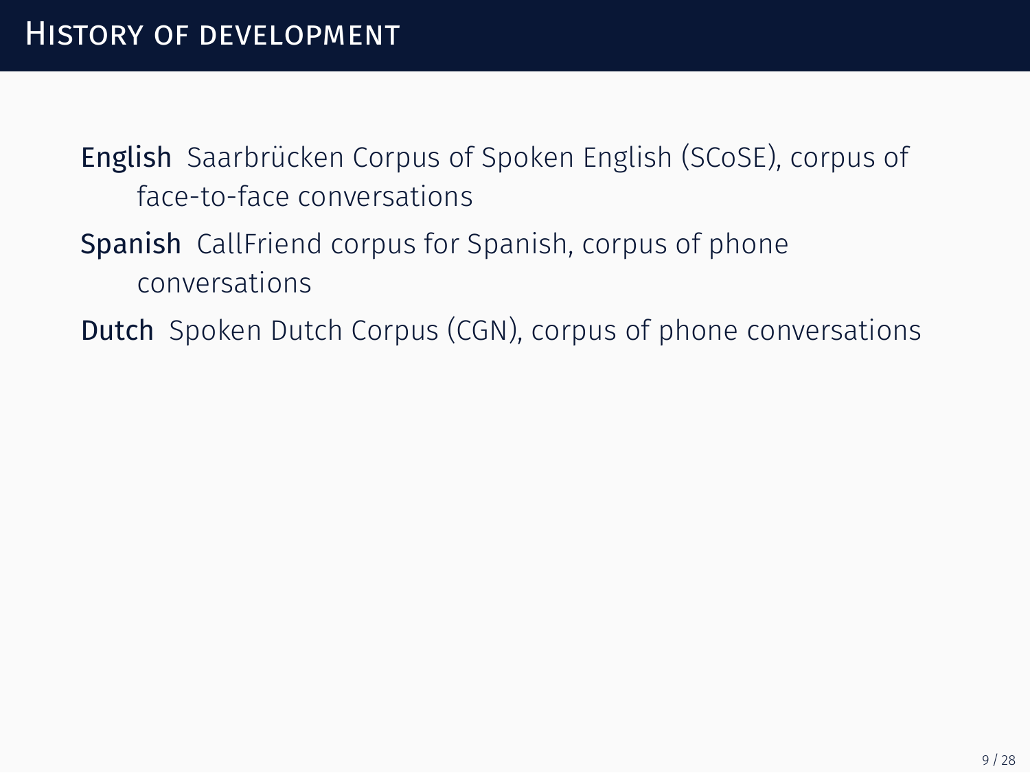# History of development

**English** Saarbrücken Corpus of Spoken English (SCoSE), corpus of face-to-face conversations

**Spanish** CallFriend corpus for Spanish, corpus of phone conversations

**Dutch** Spoken Dutch Corpus (CGN), corpus of phone conversations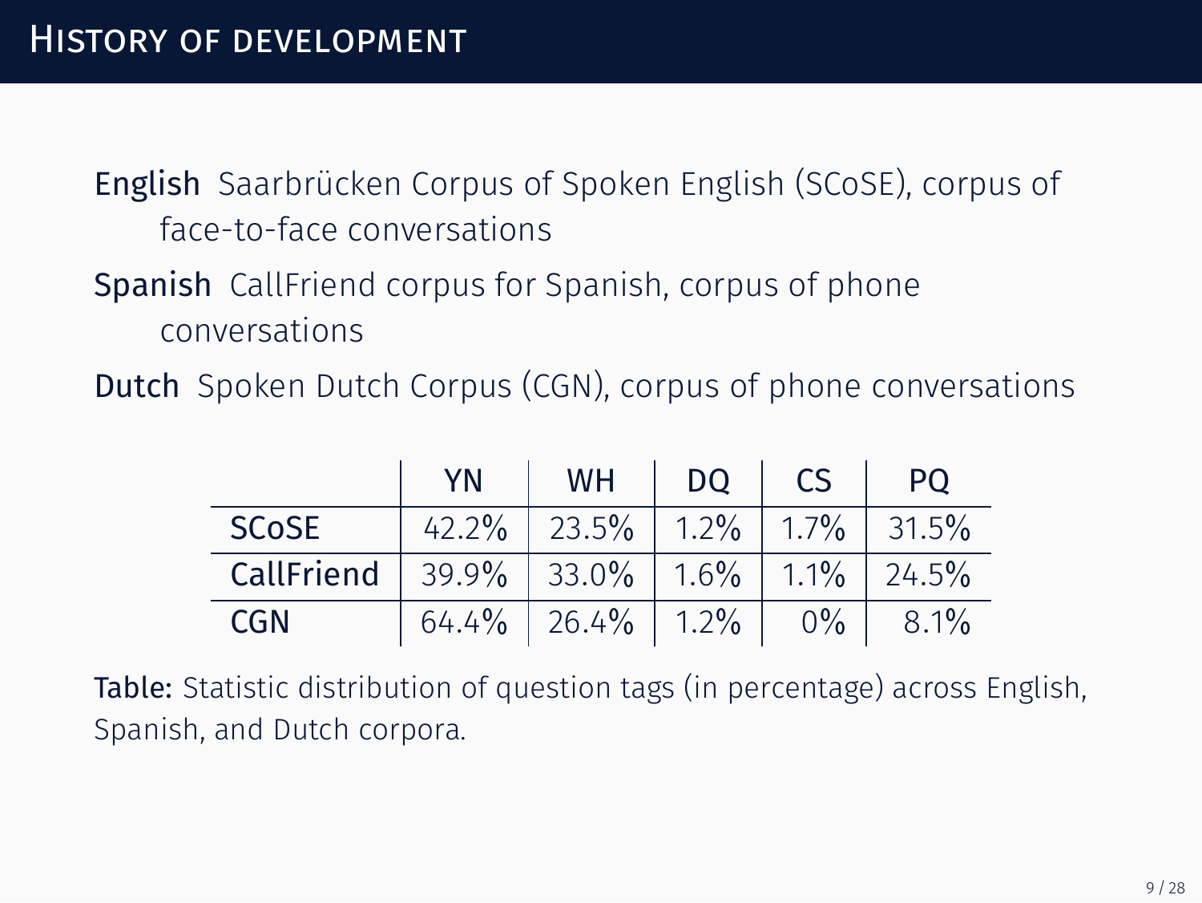# History of development

**English** Saarbrücken Corpus of Spoken English (SCoSE), corpus of face-to-face conversations

**Spanish** CallFriend corpus for Spanish, corpus of phone conversations

**Dutch** Spoken Dutch Corpus (CGN), corpus of phone conversations

| | YN | WH | DQ | CS | PQ |
|---|---|---|---|---|---|
| SCoSE | 42.2% | 23.5% | 1.2% | 1.7% | 31.5% |
| CallFriend | 39.9% | 33.0% | 1.6% | 1.1% | 24.5% |
| CGN | 64.4% | 26.4% | 1.2% | 0% | 8.1% |

**Table:** Statistic distribution of question tags (in percentage) across English, Spanish, and Dutch corpora.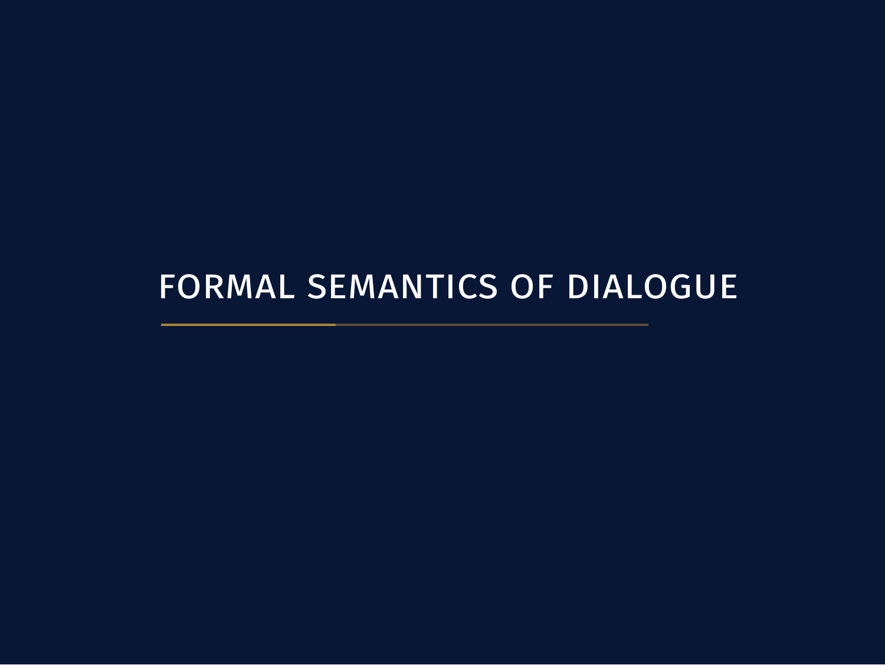# FORMAL SEMANTICS OF DIALOGUE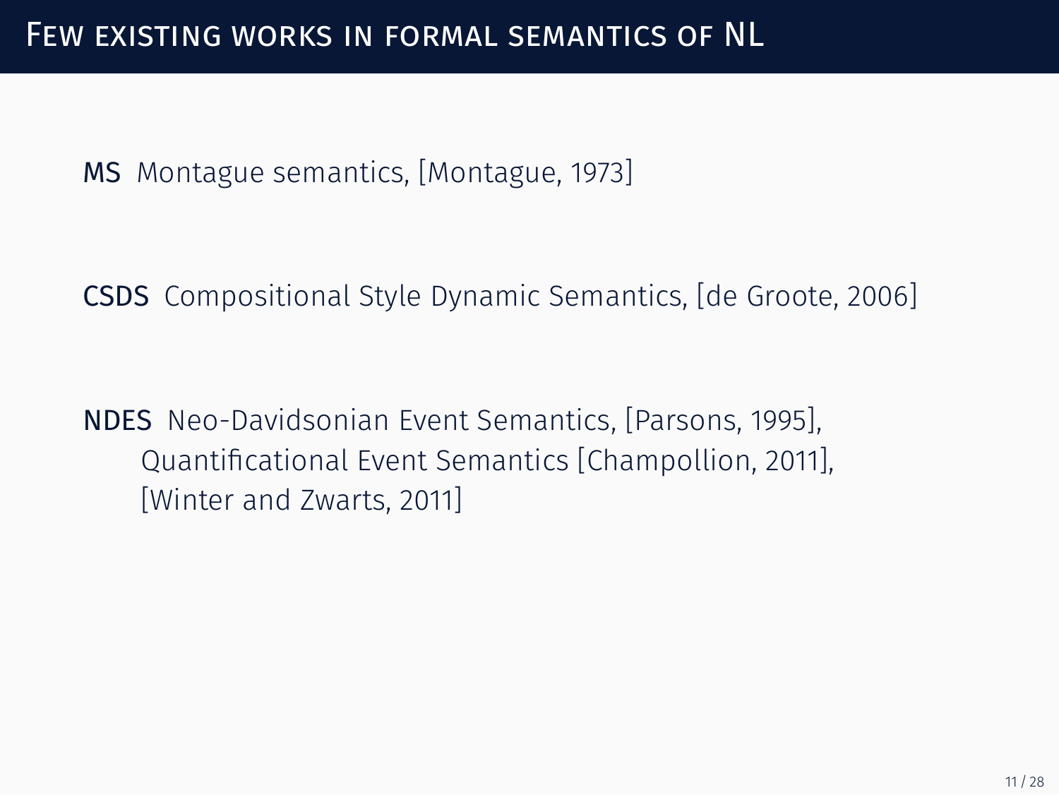# Few existing works in formal semantics of NL

**MS** Montague semantics, [Montague, 1973]

**CSDS** Compositional Style Dynamic Semantics, [de Groote, 2006]

**NDES** Neo-Davidsonian Event Semantics, [Parsons, 1995], Quantificational Event Semantics [Champollion, 2011], [Winter and Zwarts, 2011]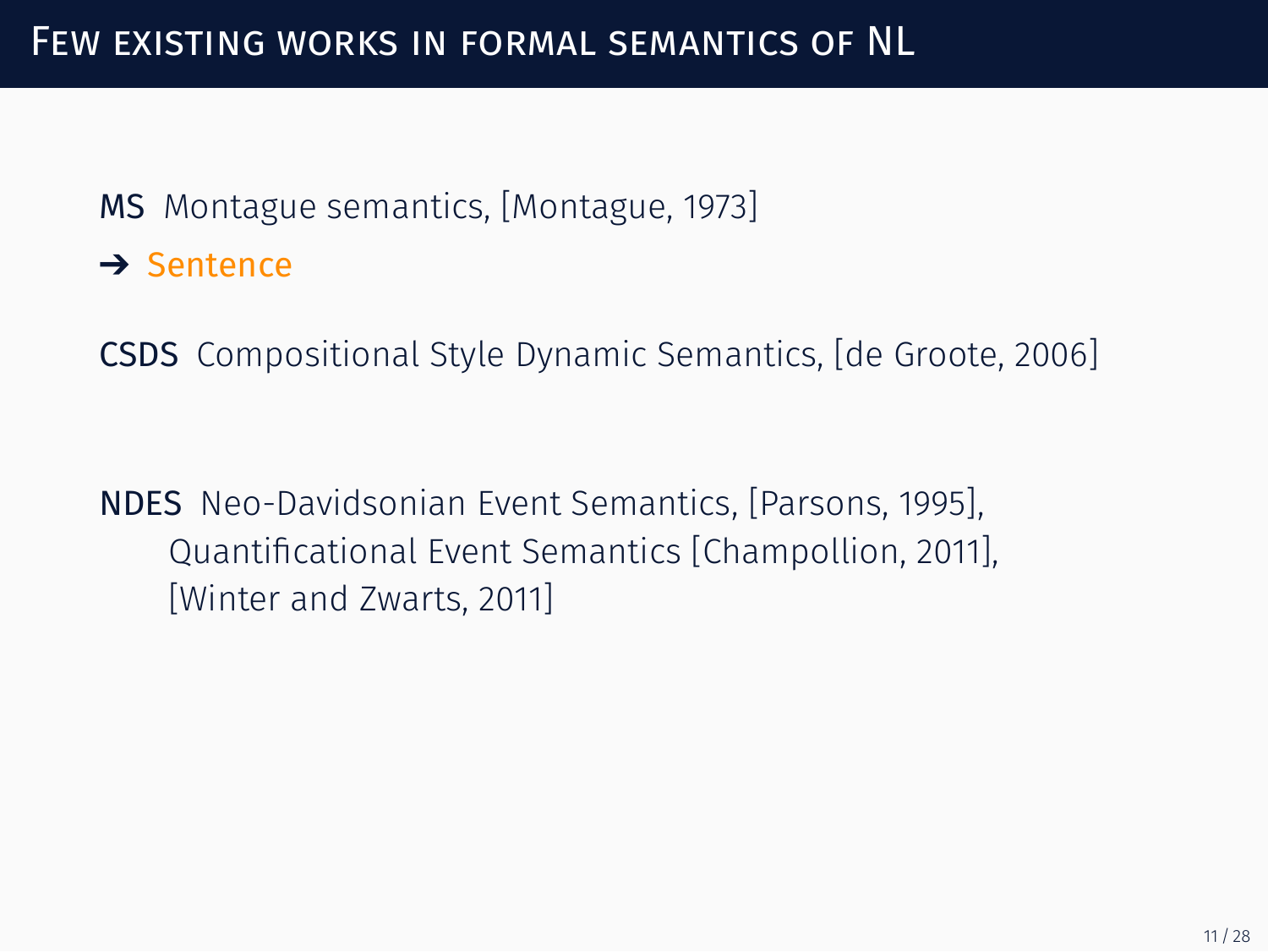# Few existing works in formal semantics of NL

**MS** Montague semantics, [Montague, 1973]

➔ Sentence

**CSDS** Compositional Style Dynamic Semantics, [de Groote, 2006]

**NDES** Neo-Davidsonian Event Semantics, [Parsons, 1995], Quantificational Event Semantics [Champollion, 2011], [Winter and Zwarts, 2011]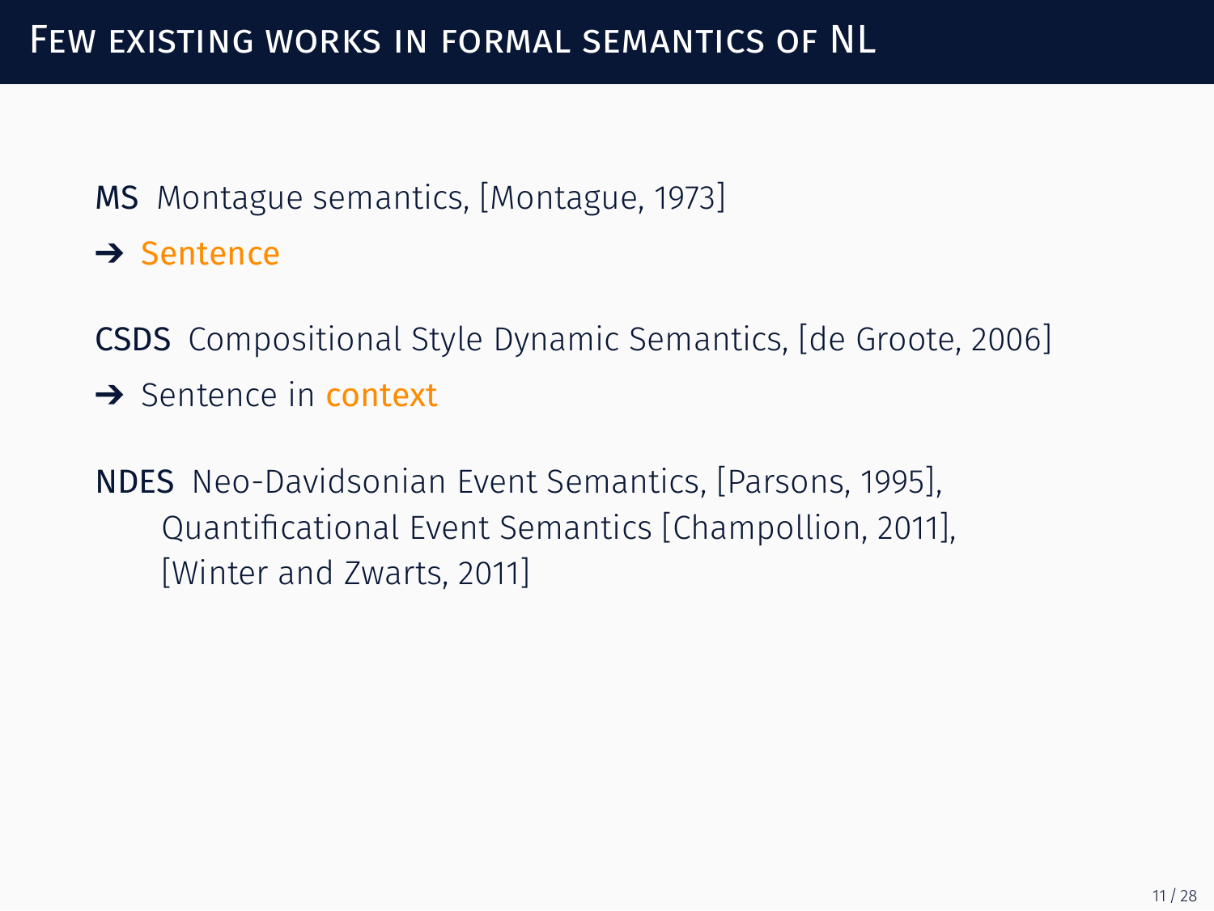# Few existing works in formal semantics of NL

**MS** Montague semantics, [Montague, 1973]

➔ Sentence

**CSDS** Compositional Style Dynamic Semantics, [de Groote, 2006]

➔ Sentence in context

**NDES** Neo-Davidsonian Event Semantics, [Parsons, 1995], Quantificational Event Semantics [Champollion, 2011], [Winter and Zwarts, 2011]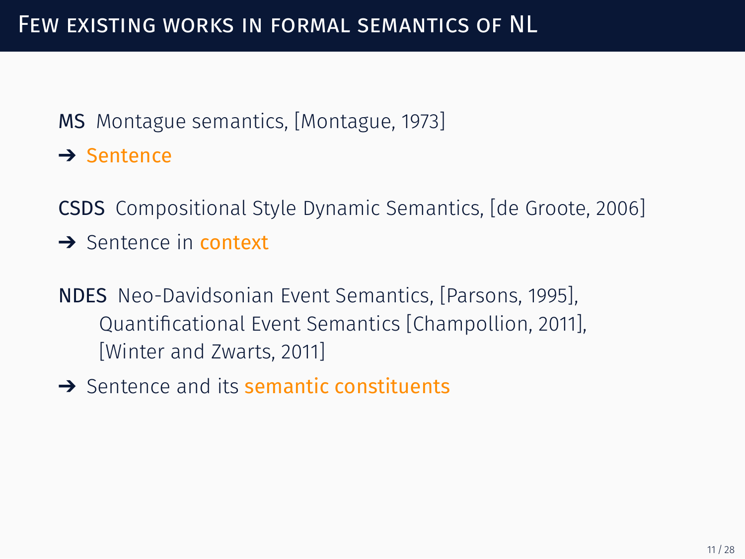# Few existing works in formal semantics of NL

**MS** Montague semantics, [Montague, 1973]

➔ Sentence

**CSDS** Compositional Style Dynamic Semantics, [de Groote, 2006]

➔ Sentence in context

**NDES** Neo-Davidsonian Event Semantics, [Parsons, 1995], Quantificational Event Semantics [Champollion, 2011], [Winter and Zwarts, 2011]

➔ Sentence and its semantic constituents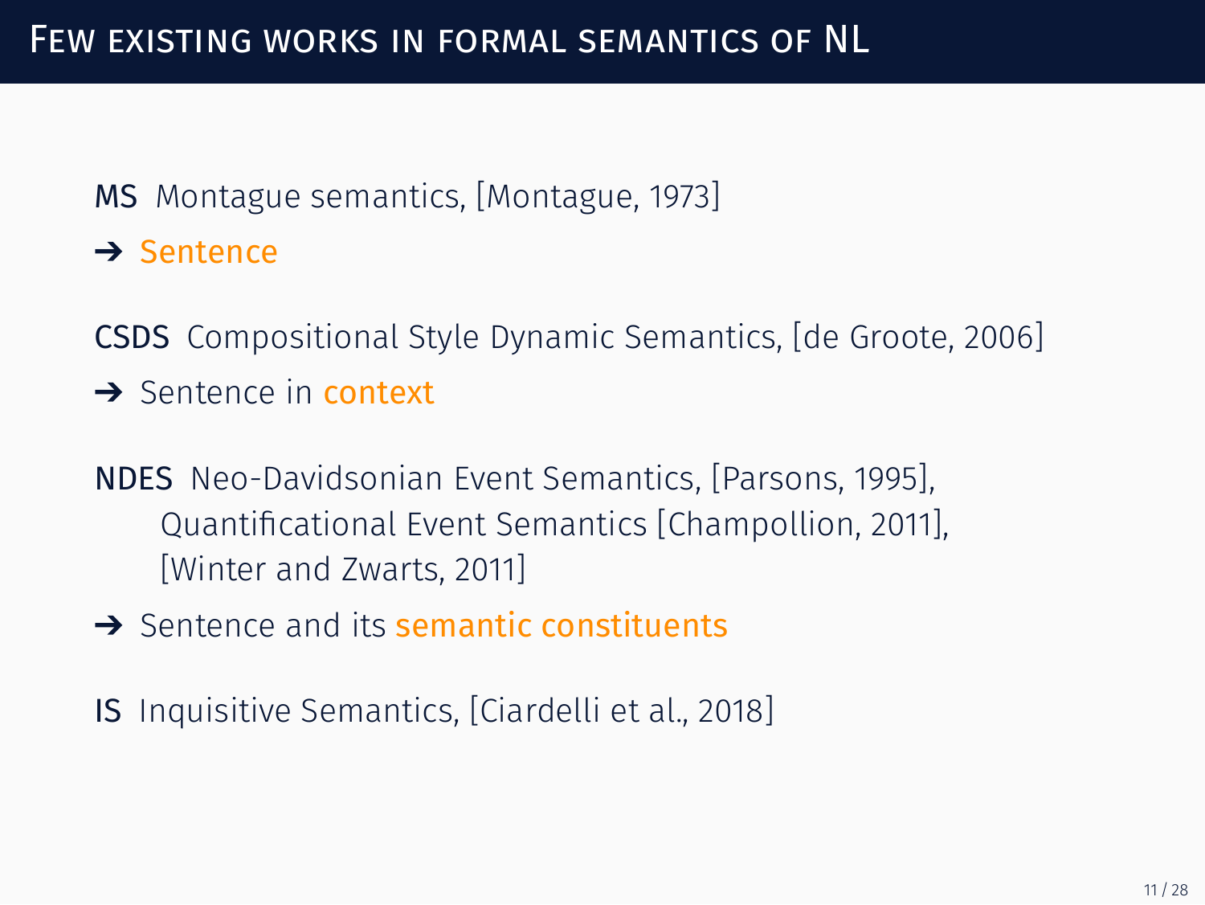# Few existing works in formal semantics of NL

**MS** Montague semantics, [Montague, 1973]

➔ Sentence

**CSDS** Compositional Style Dynamic Semantics, [de Groote, 2006]

➔ Sentence in context

**NDES** Neo-Davidsonian Event Semantics, [Parsons, 1995], Quantificational Event Semantics [Champollion, 2011], [Winter and Zwarts, 2011]

➔ Sentence and its semantic constituents

**IS** Inquisitive Semantics, [Ciardelli et al., 2018]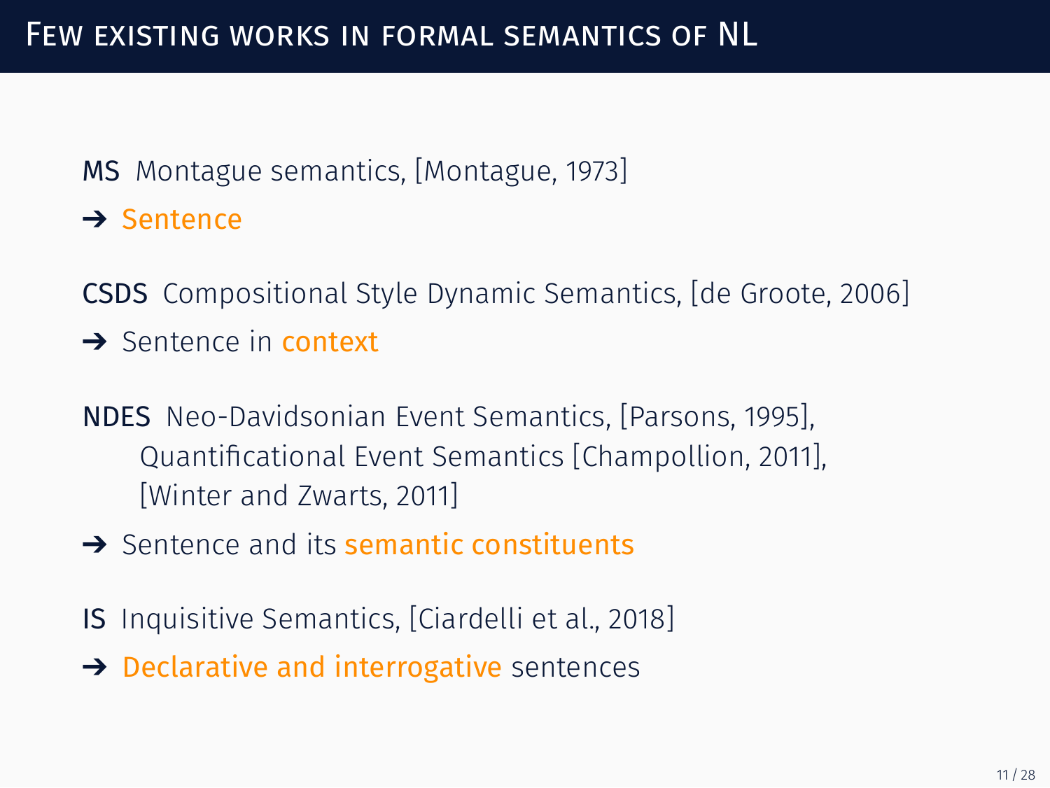# Few existing works in formal semantics of NL

**MS** Montague semantics, [Montague, 1973]

→ Sentence

**CSDS** Compositional Style Dynamic Semantics, [de Groote, 2006]

→ Sentence in context

**NDES** Neo-Davidsonian Event Semantics, [Parsons, 1995], Quantificational Event Semantics [Champollion, 2011], [Winter and Zwarts, 2011]

→ Sentence and its semantic constituents

**IS** Inquisitive Semantics, [Ciardelli et al., 2018]

→ Declarative and interrogative sentences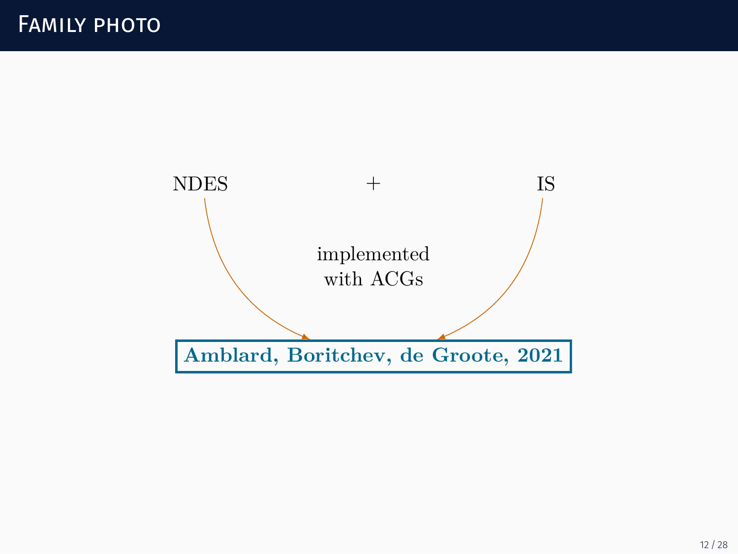# Family photo

NDES + IS

implemented with ACGs

**Amblard, Boritchev, de Groote, 2021**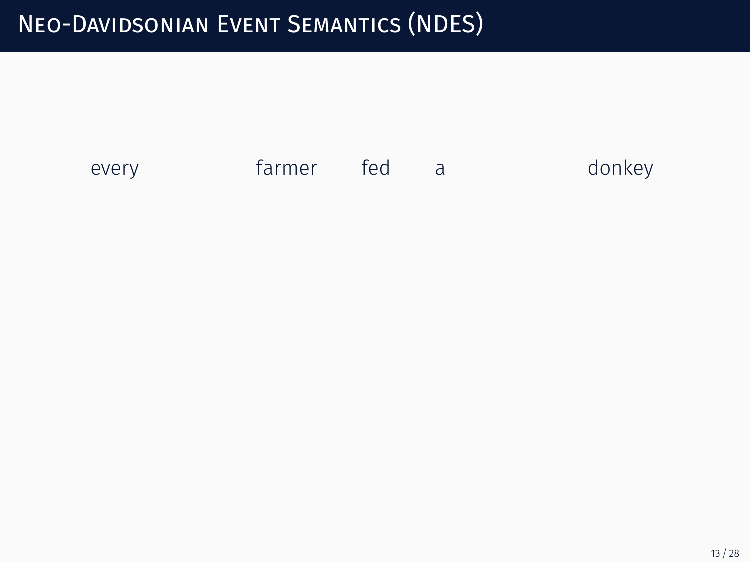# Neo-Davidsonian Event Semantics (NDES)

every farmer fed a donkey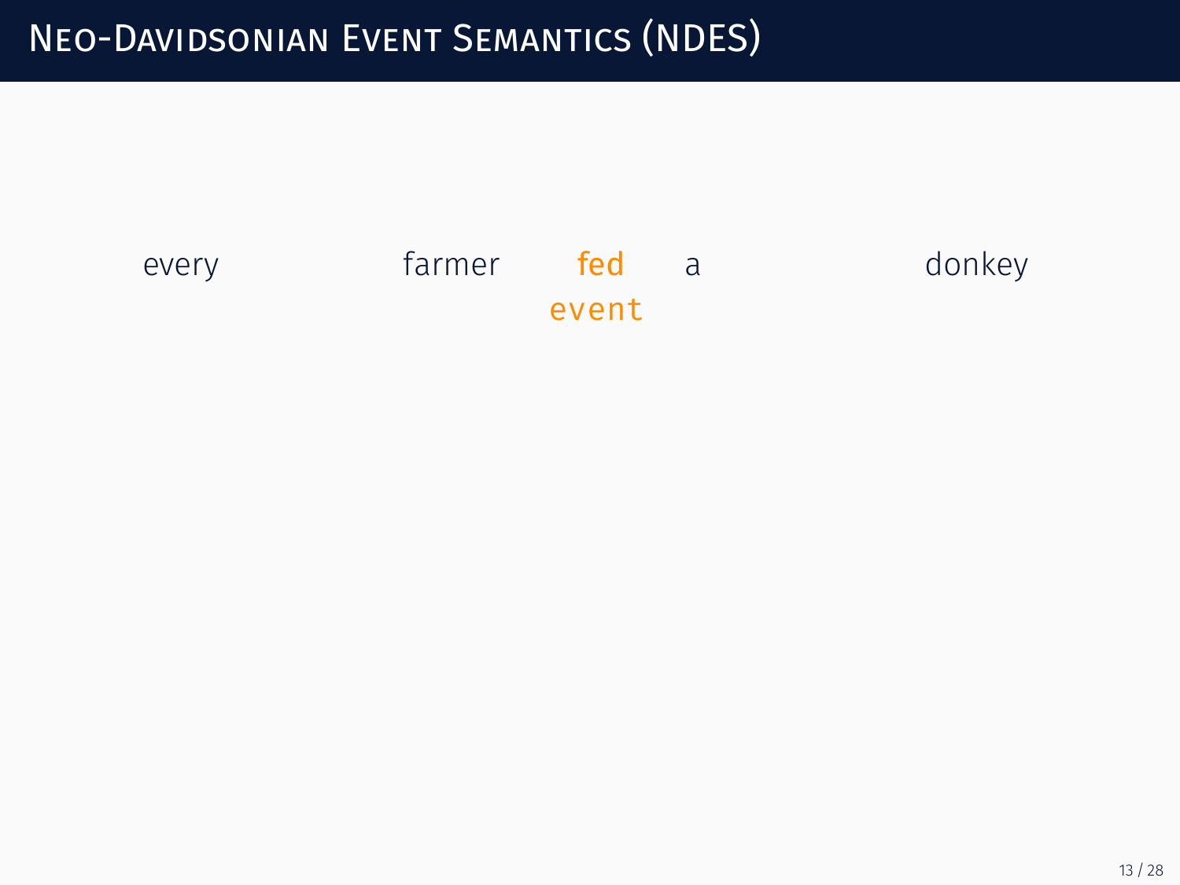# Neo-Davidsonian Event Semantics (NDES)

every farmer **fed** a donkey

event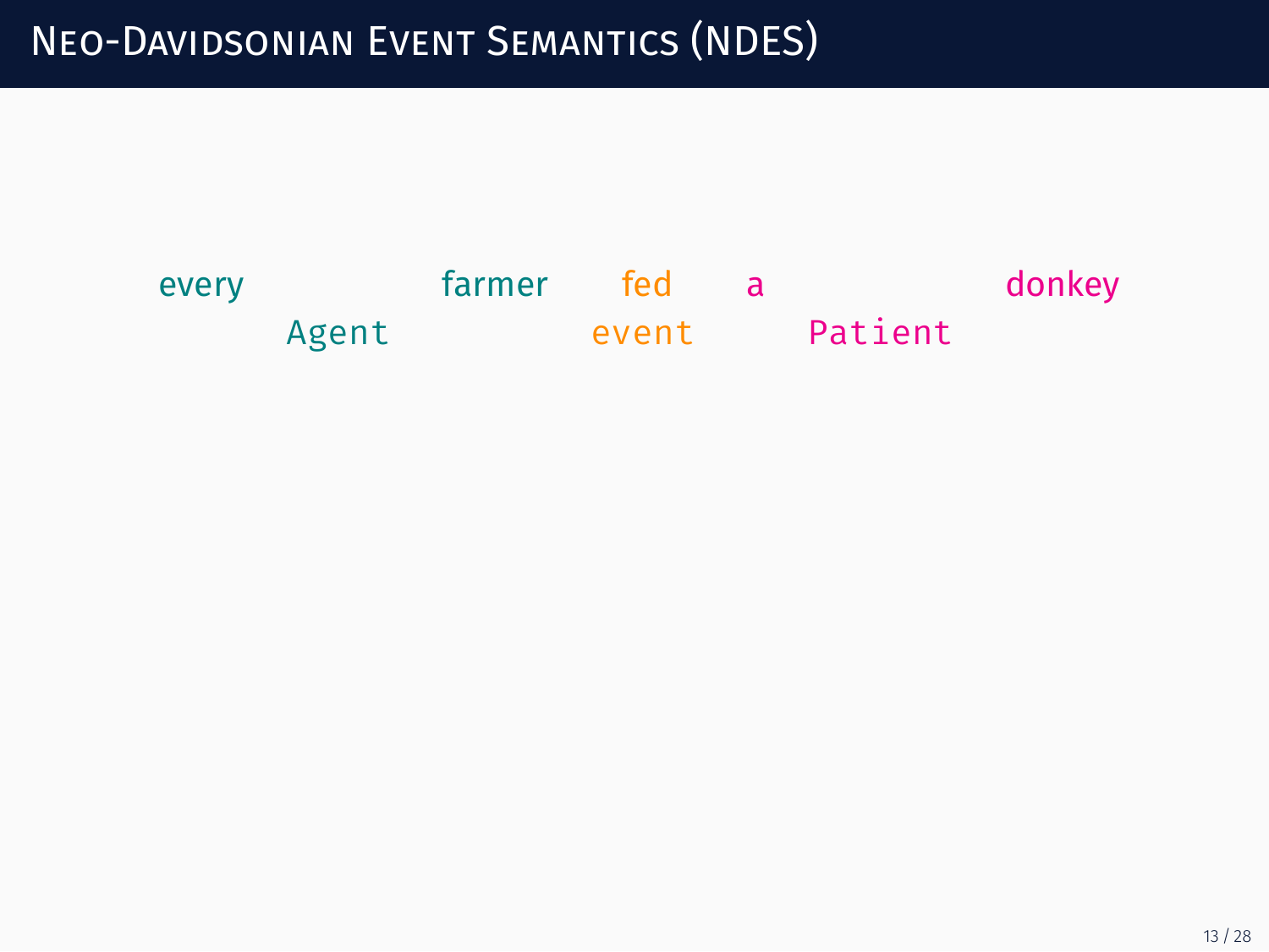# Neo-Davidsonian Event Semantics (NDES)

every Agent farmer fed event a Patient donkey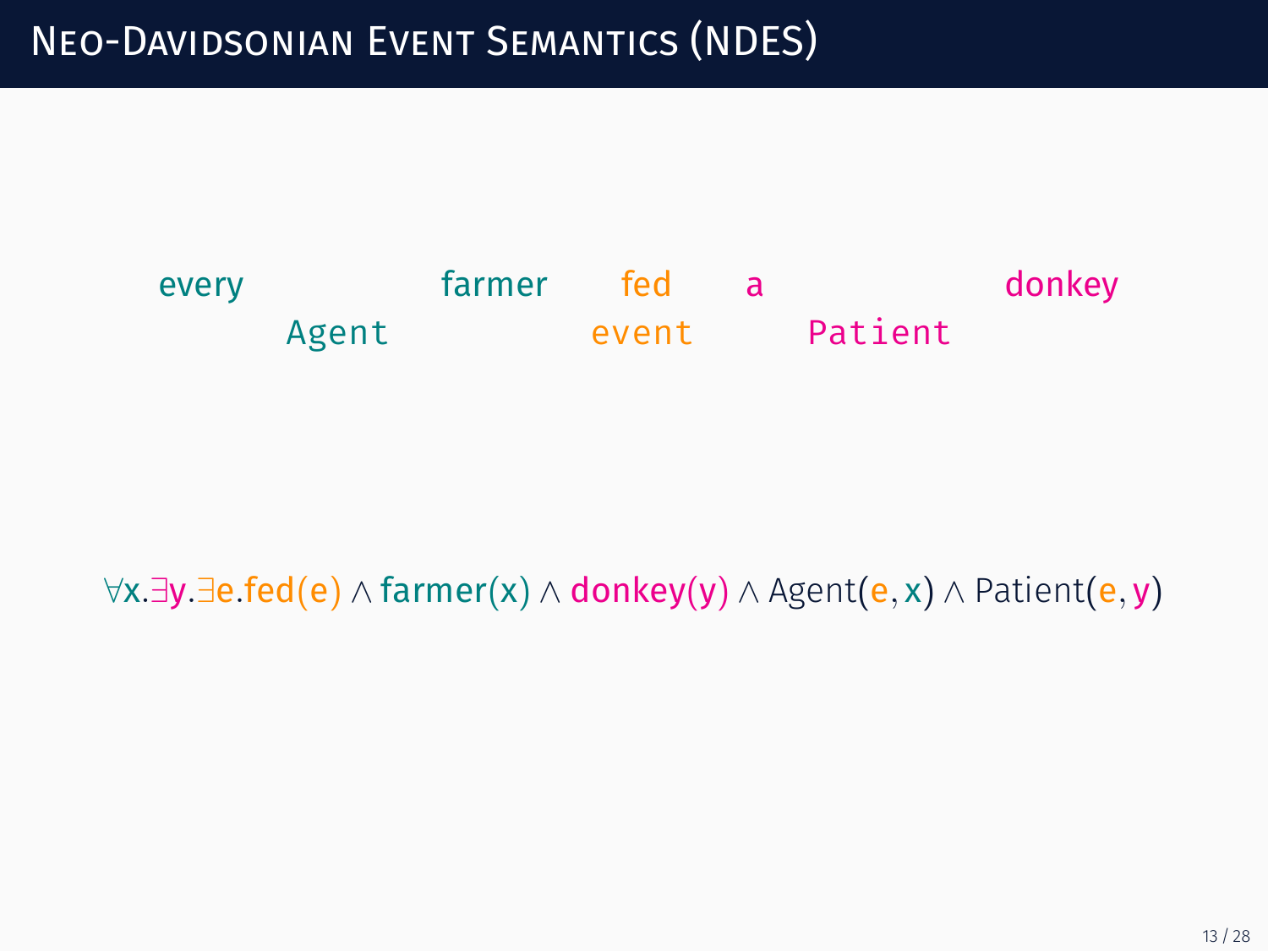# Neo-Davidsonian Event Semantics (NDES)

every Agent farmer fed event a Patient donkey

$$\forall x.\exists y.\exists e.\text{fed}(e) \wedge \text{farmer}(x) \wedge \text{donkey}(y) \wedge \text{Agent}(e, x) \wedge \text{Patient}(e, y)$$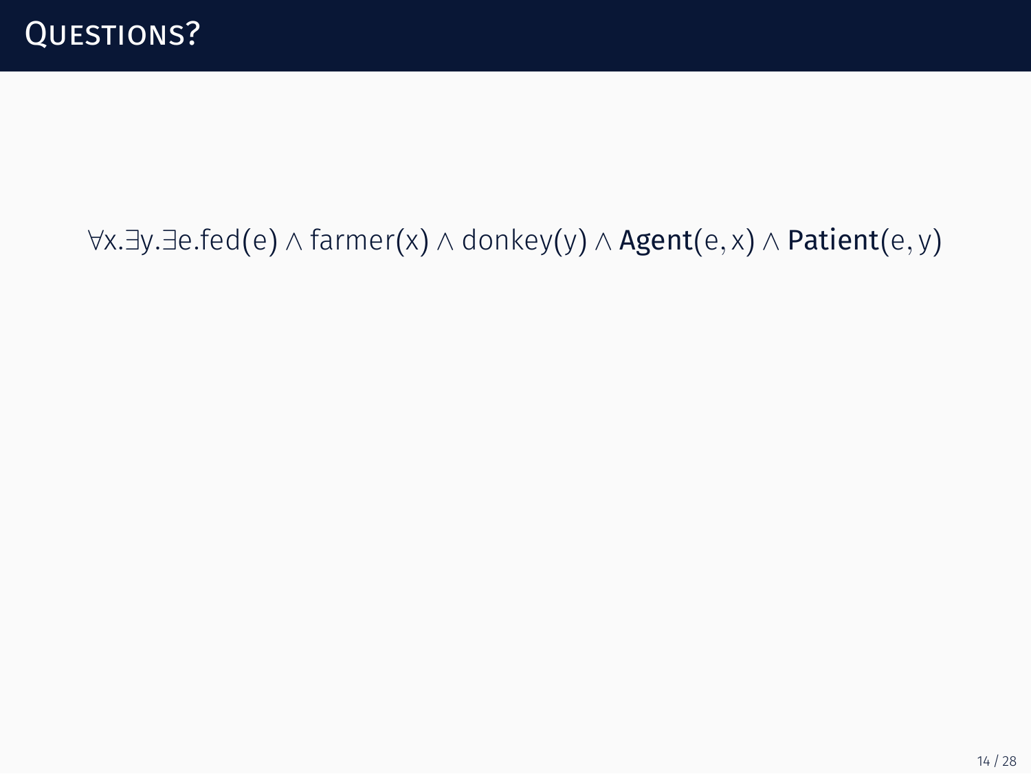# Questions?

$$\forall x.\exists y.\exists e.\text{fed}(e) \land \text{farmer}(x) \land \text{donkey}(y) \land \textbf{Agent}(e, x) \land \textbf{Patient}(e, y)$$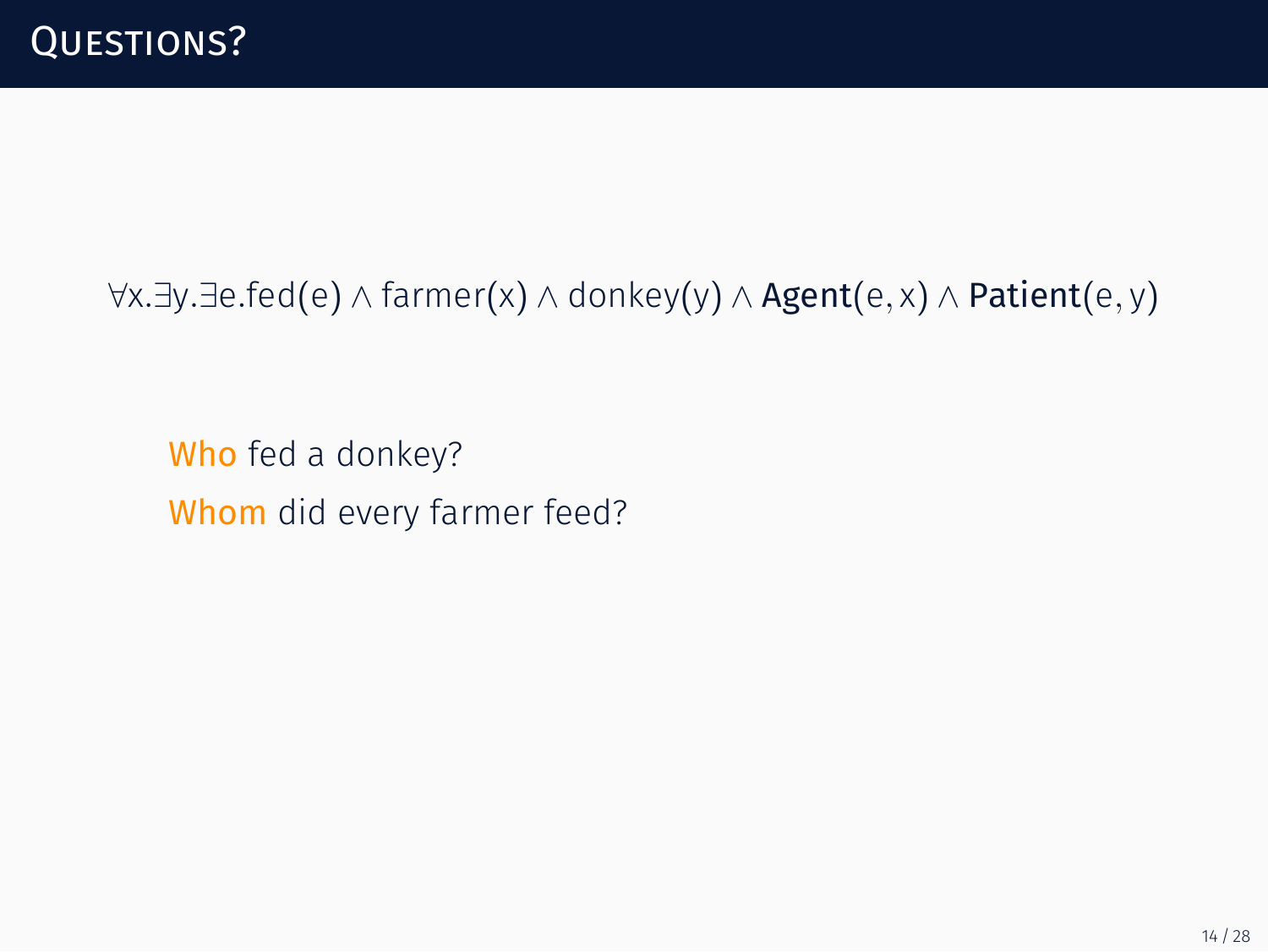# Questions?

$$\forall x.\exists y.\exists e.\text{fed}(e) \land \text{farmer}(x) \land \text{donkey}(y) \land \textbf{Agent}(e, x) \land \textbf{Patient}(e, y)$$

Who fed a donkey?

Whom did every farmer feed?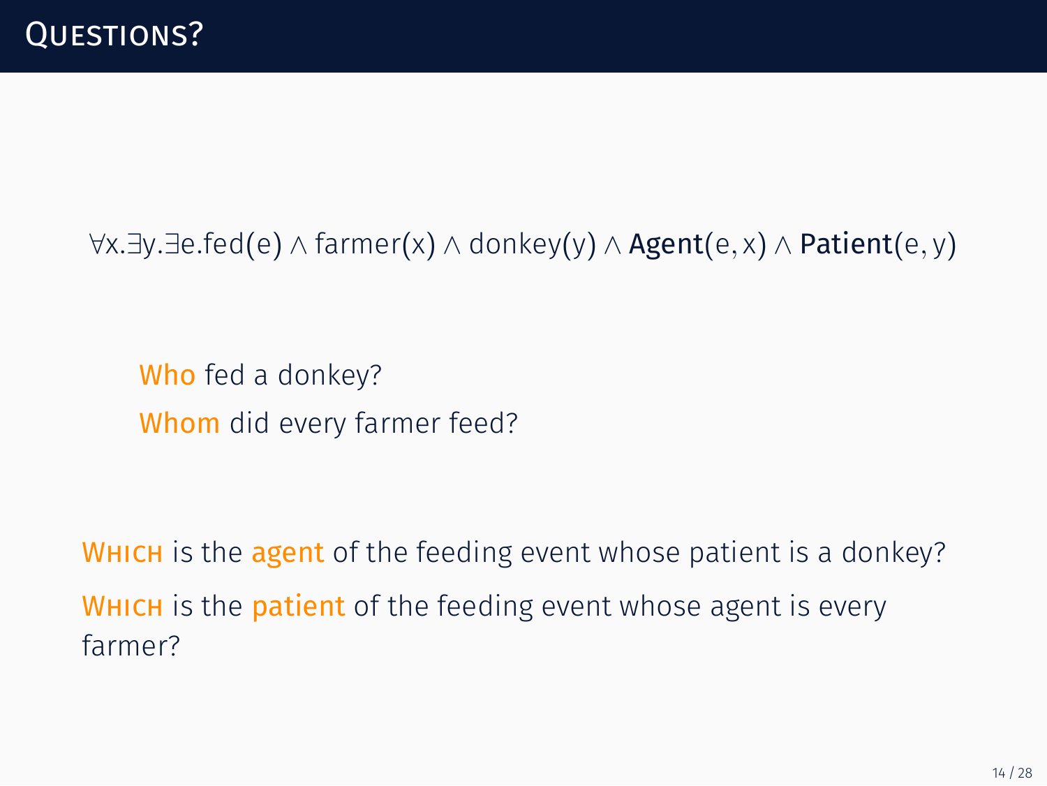# Questions?

$$\forall x.\exists y.\exists e.\text{fed}(e) \wedge \text{farmer}(x) \wedge \text{donkey}(y) \wedge \textbf{Agent}(e, x) \wedge \textbf{Patient}(e, y)$$

Who fed a donkey?

Whom did every farmer feed?

Which is the agent of the feeding event whose patient is a donkey?

Which is the patient of the feeding event whose agent is every farmer?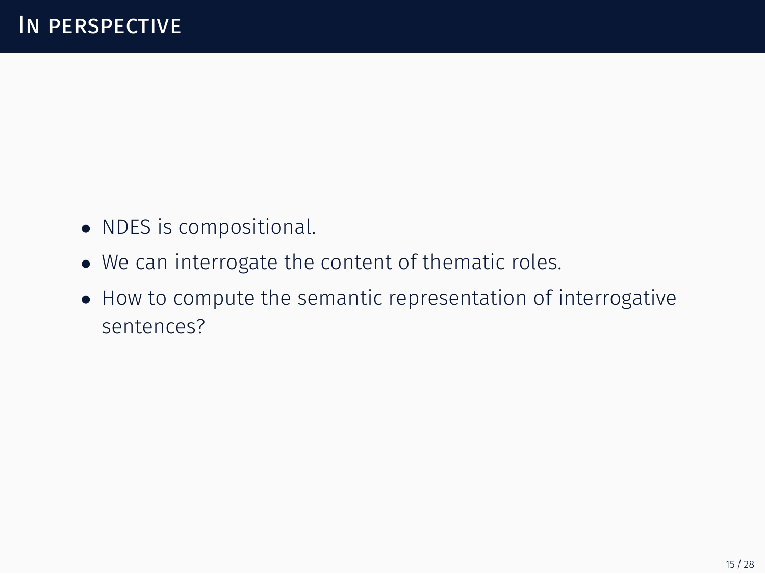# In perspective

- NDES is compositional.
- We can interrogate the content of thematic roles.
- How to compute the semantic representation of interrogative sentences?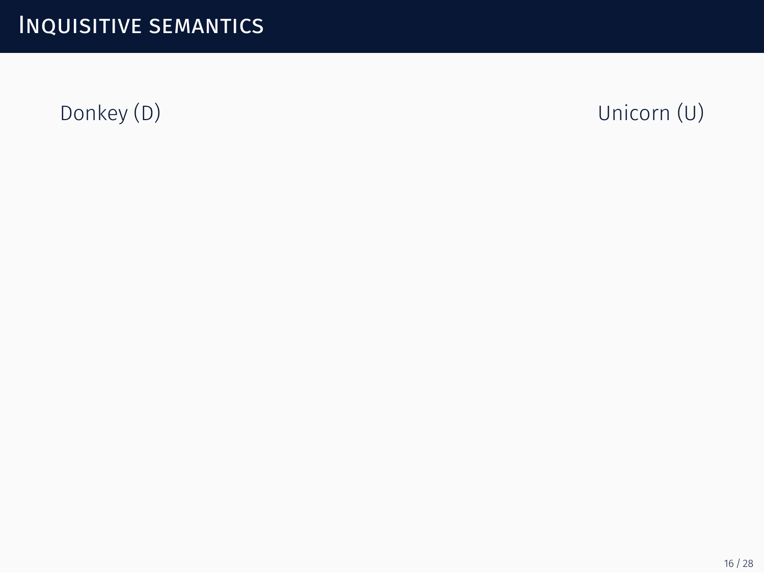# Inquisitive semantics

Donkey (D)

Unicorn (U)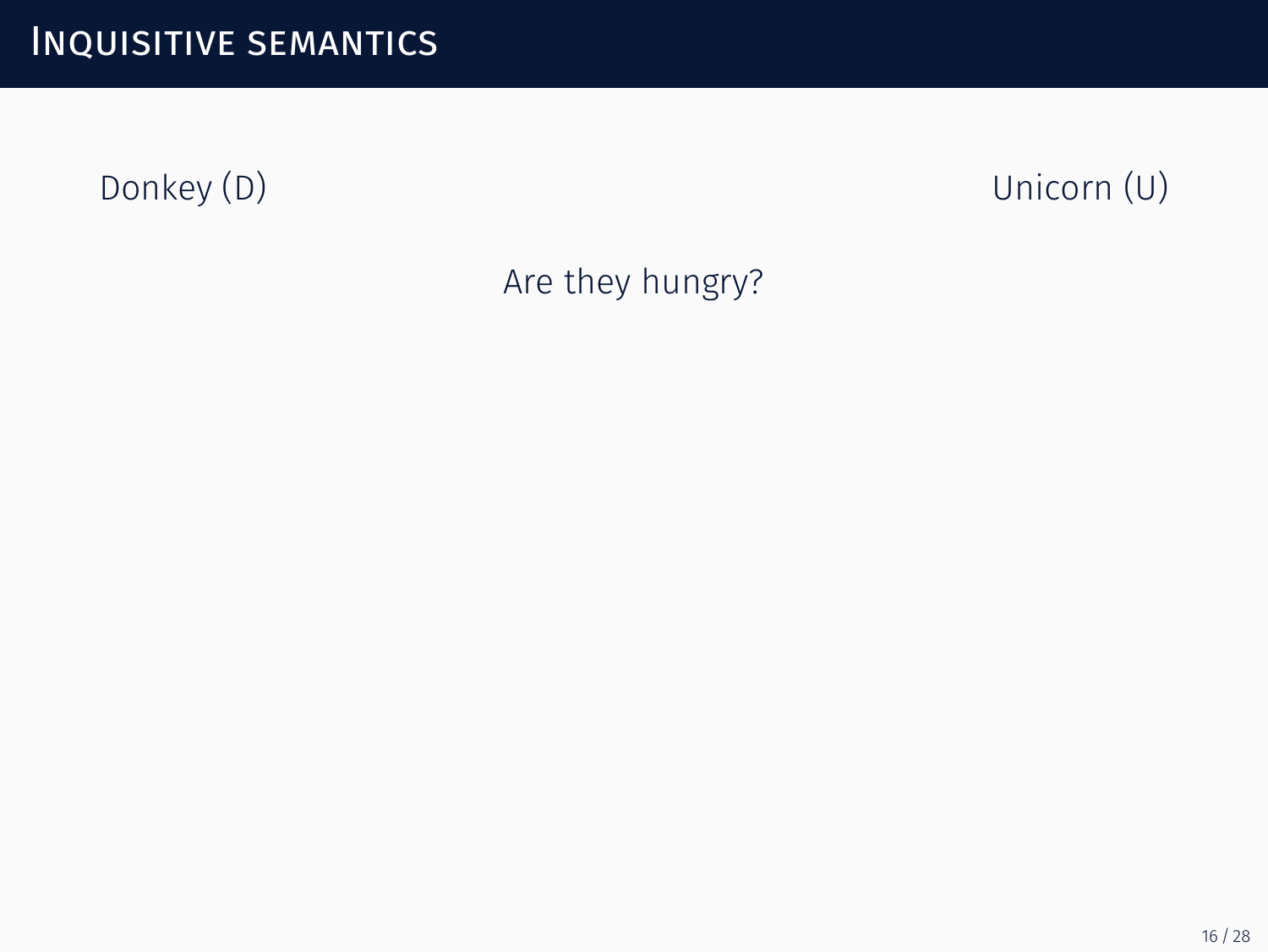# Inquisitive semantics

Donkey (D)

Unicorn (U)

Are they hungry?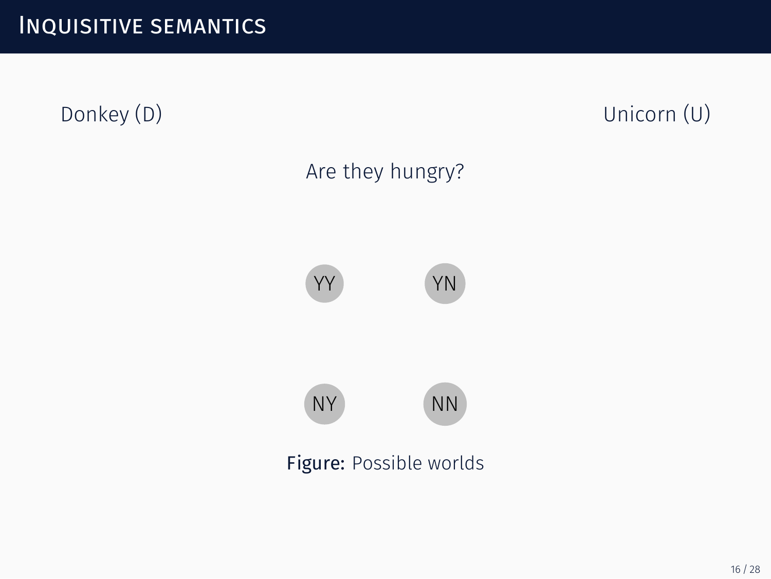# Inquisitive semantics

Donkey (D)

Unicorn (U)

Are they hungry?

YY YN

NY NN

Figure: Possible worlds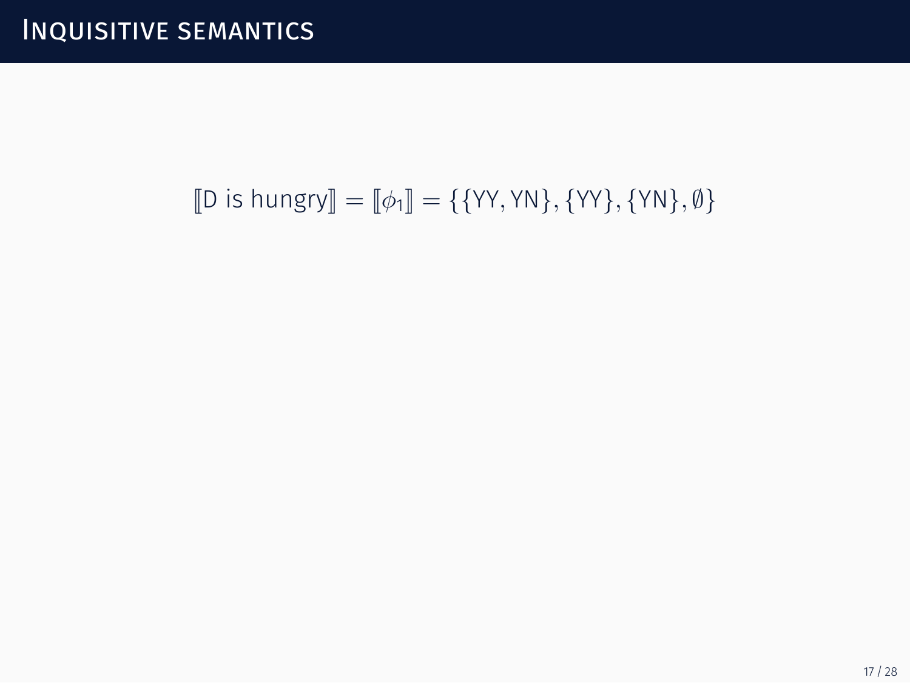# Inquisitive semantics

$$[\![\text{D is hungry}]\!] = [\![\phi_1]\!] = \{\{\text{YY}, \text{YN}\}, \{\text{YY}\}, \{\text{YN}\}, \emptyset\}$$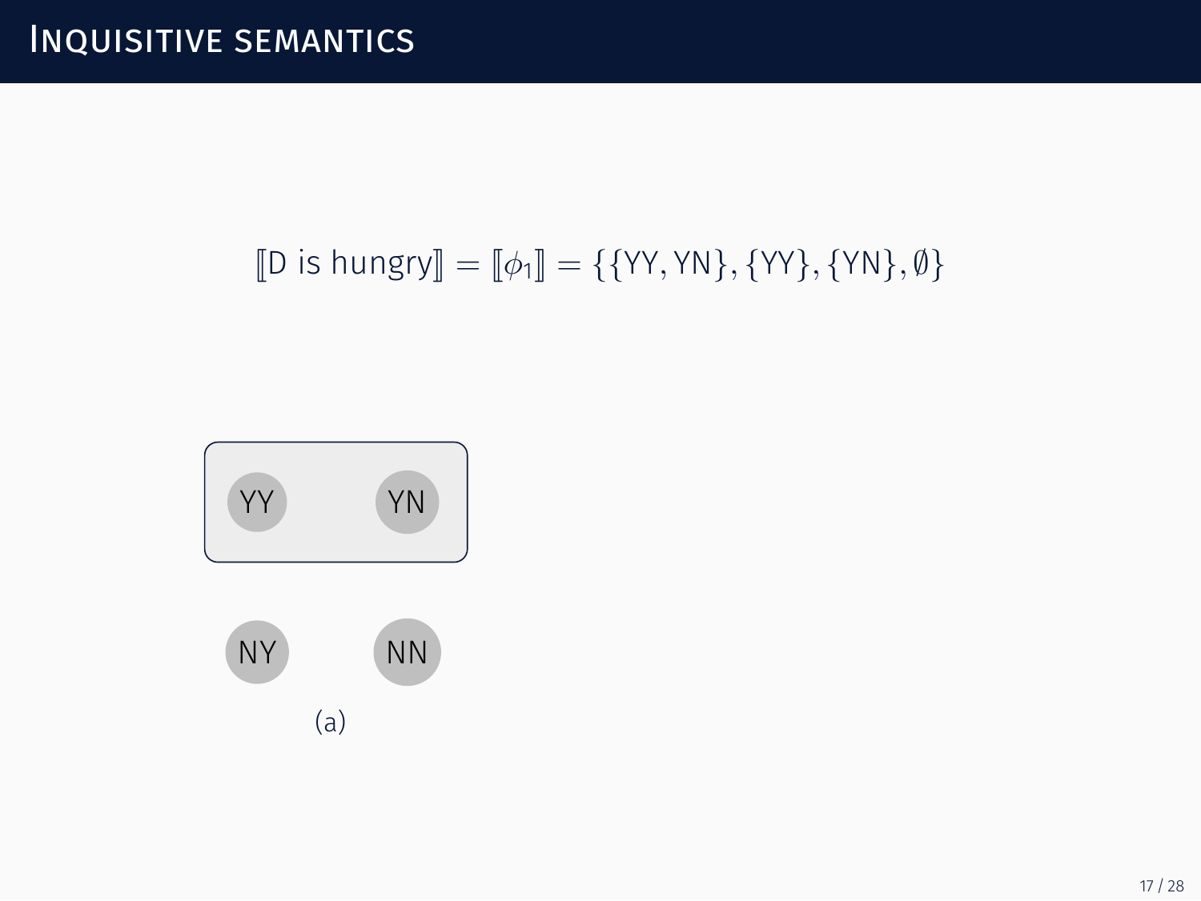# Inquisitive semantics

$$[\![\text{D is hungry}]\!] = [\![\phi_1]\!] = \{\{\text{YY}, \text{YN}\}, \{\text{YY}\}, \{\text{YN}\}, \emptyset\}$$

YY YN

NY NN

(a)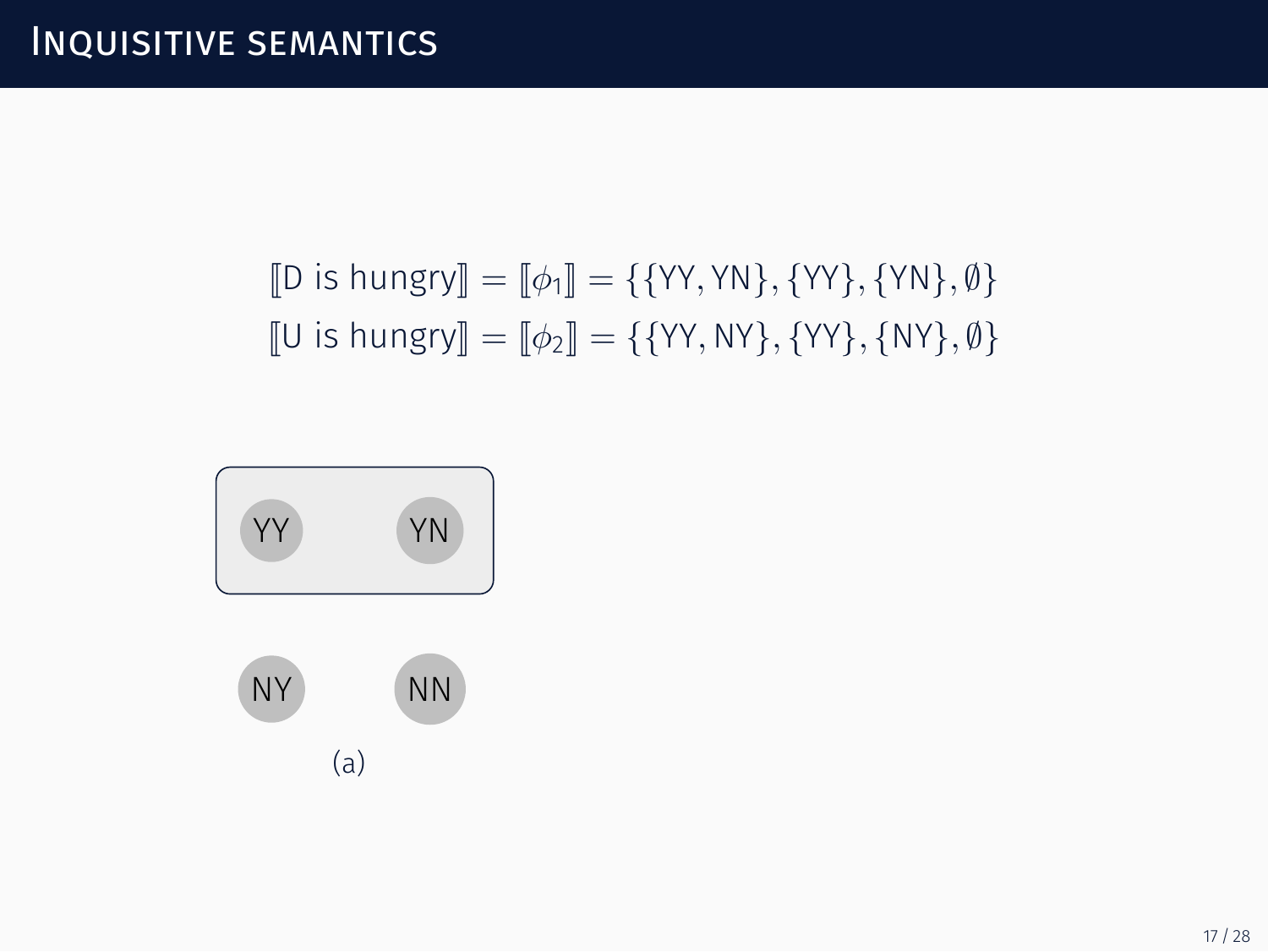# Inquisitive semantics

$$[\![\text{D is hungry}]\!] = [\![\phi_1]\!] = \{\{\text{YY}, \text{YN}\}, \{\text{YY}\}, \{\text{YN}\}, \emptyset\}$$
$$[\![\text{U is hungry}]\!] = [\![\phi_2]\!] = \{\{\text{YY}, \text{NY}\}, \{\text{YY}\}, \{\text{NY}\}, \emptyset\}$$

YY YN

NY NN

(a)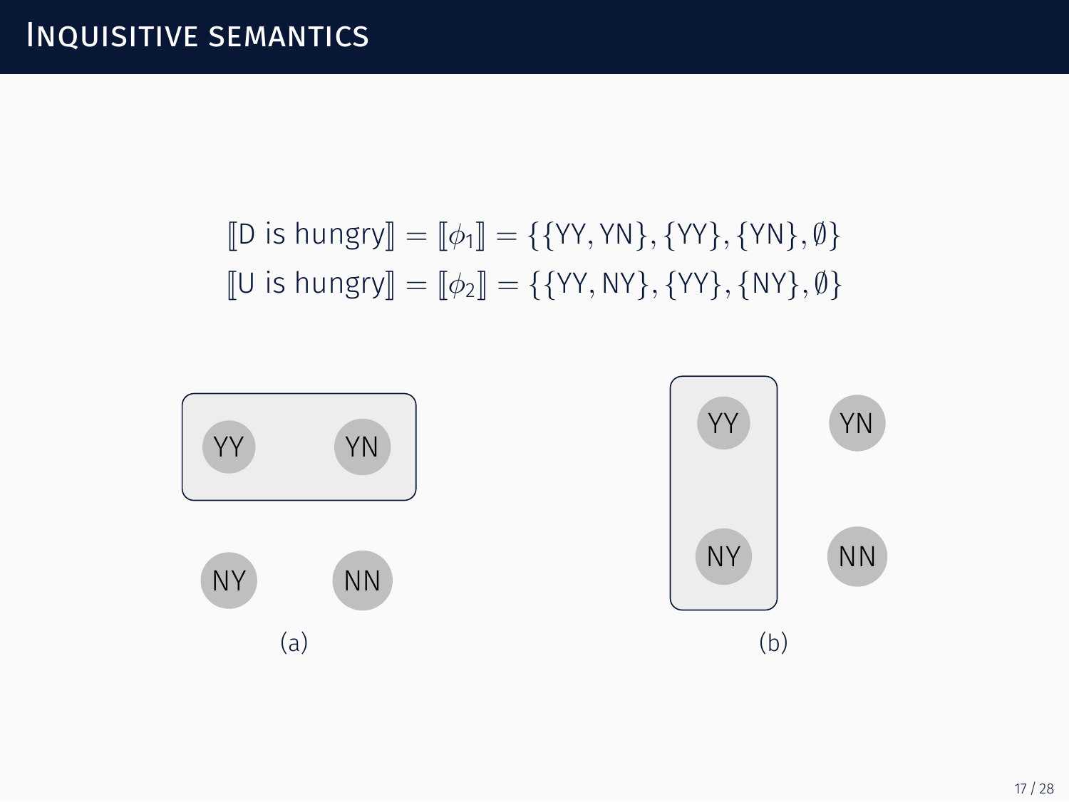# Inquisitive semantics

$$[\![\text{D is hungry}]\!] = [\![\phi_1]\!] = \{\{\text{YY}, \text{YN}\}, \{\text{YY}\}, \{\text{YN}\}, \emptyset\}$$

$$[\![\text{U is hungry}]\!] = [\![\phi_2]\!] = \{\{\text{YY}, \text{NY}\}, \{\text{YY}\}, \{\text{NY}\}, \emptyset\}$$

YY YN

NY NN

(a)

YY YN

NY NN

(b)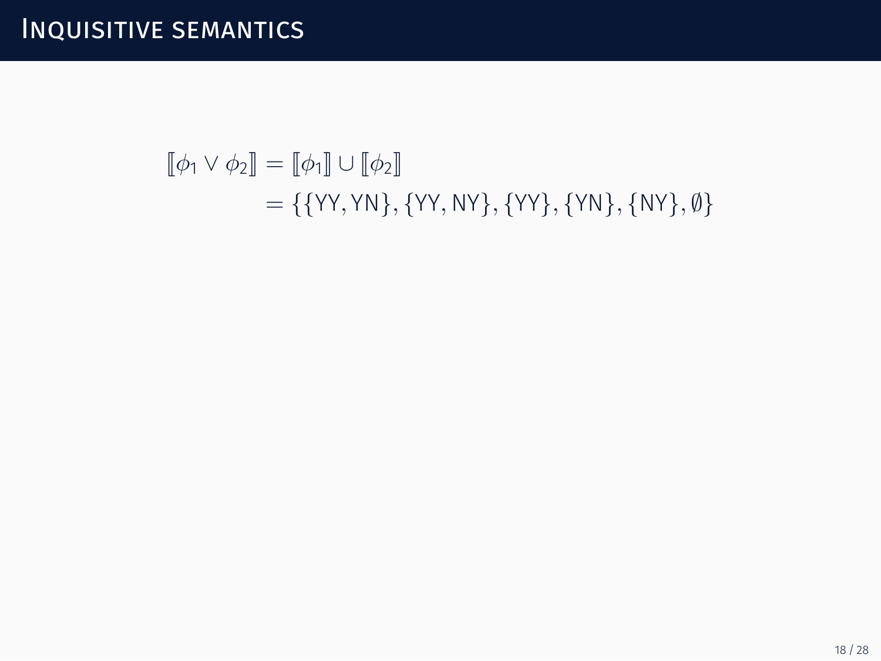# Inquisitive semantics

$$
\begin{aligned}
[\![\phi_1 \vee \phi_2]\!] &= [\![\phi_1]\!] \cup [\![\phi_2]\!] \\
&= \{\{\mathsf{YY}, \mathsf{YN}\}, \{\mathsf{YY}, \mathsf{NY}\}, \{\mathsf{YY}\}, \{\mathsf{YN}\}, \{\mathsf{NY}\}, \emptyset\}
\end{aligned}
$$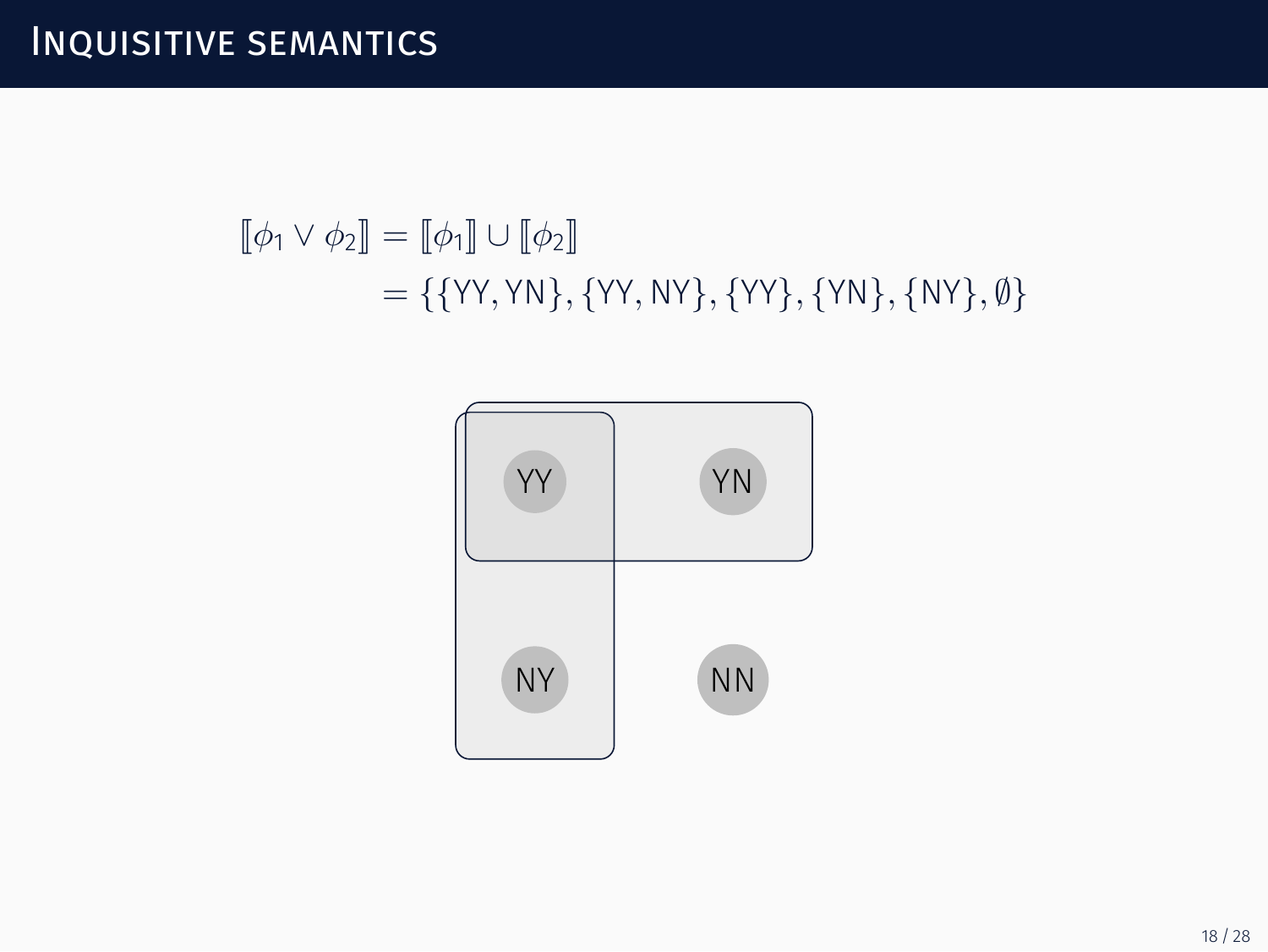# Inquisitive semantics

$$
\begin{aligned}
[\![\phi_1 \vee \phi_2]\!] &= [\![\phi_1]\!] \cup [\![\phi_2]\!] \\
&= \{\{\text{YY}, \text{YN}\}, \{\text{YY}, \text{NY}\}, \{\text{YY}\}, \{\text{YN}\}, \{\text{NY}\}, \emptyset\}
\end{aligned}
$$

YY
YN
NY
NN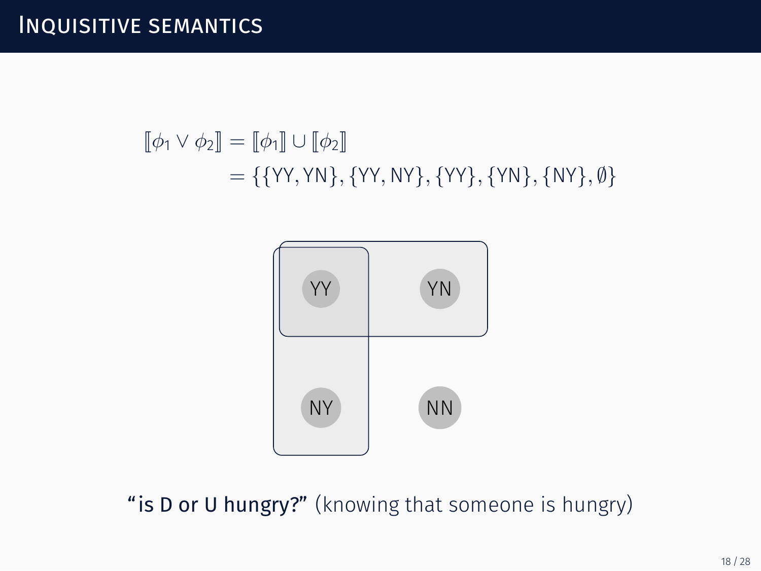# Inquisitive semantics

$$
\begin{aligned}
[\![\phi_1 \vee \phi_2]\!] &= [\![\phi_1]\!] \cup [\![\phi_2]\!] \\
&= \{\{YY, YN\}, \{YY, NY\}, \{YY\}, \{YN\}, \{NY\}, \emptyset\}
\end{aligned}
$$

YY

YN

NY

NN

**"is D or U hungry?"** (knowing that someone is hungry)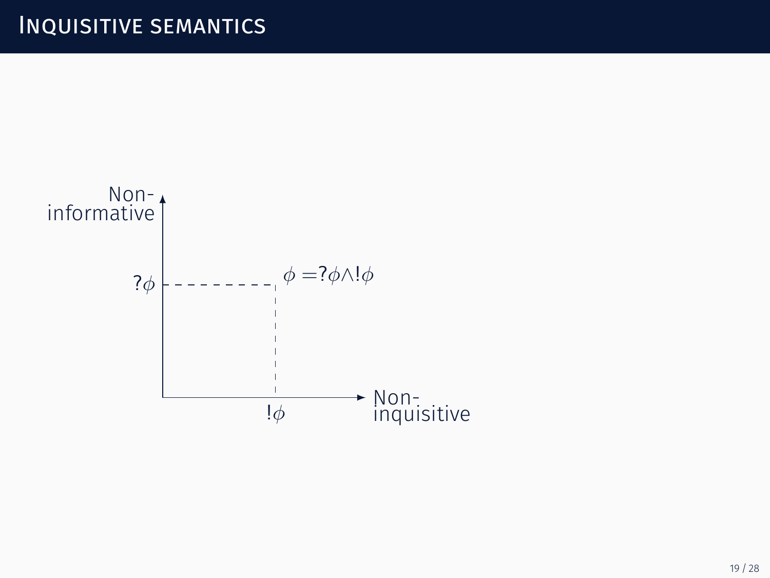# Inquisitive semantics

Non-informative

Non-inquisitive

$?\phi$

$!\phi$

$\phi = ?\phi \wedge !\phi$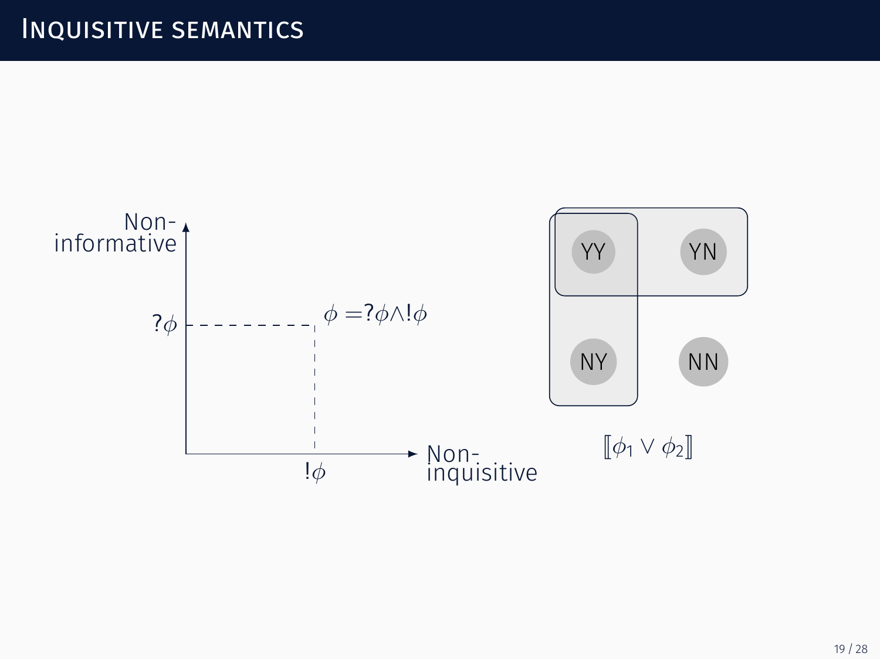# Inquisitive semantics

Non-informative

$?\phi$

$\phi = ?\phi \wedge !\phi$

$!\phi$

Non-inquisitive

YY

YN

NY

NN

$[\![\phi_1 \vee \phi_2]\!]$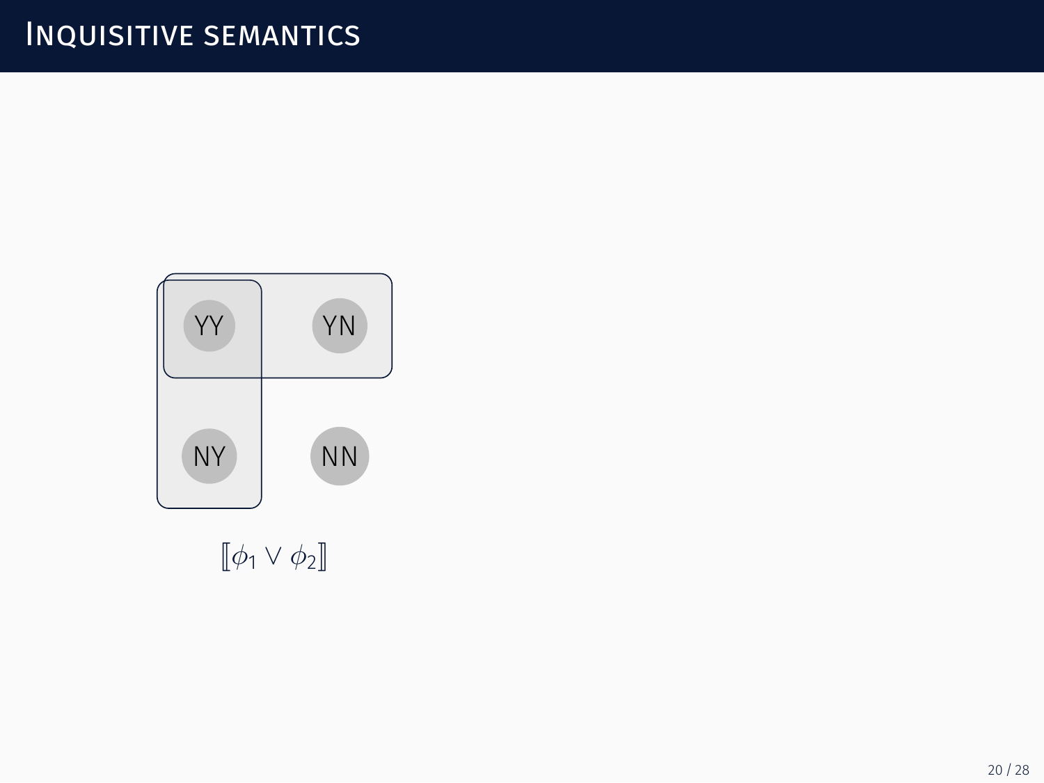# Inquisitive semantics

YY

YN

NY

NN

$[\![\phi_1 \vee \phi_2]\!]$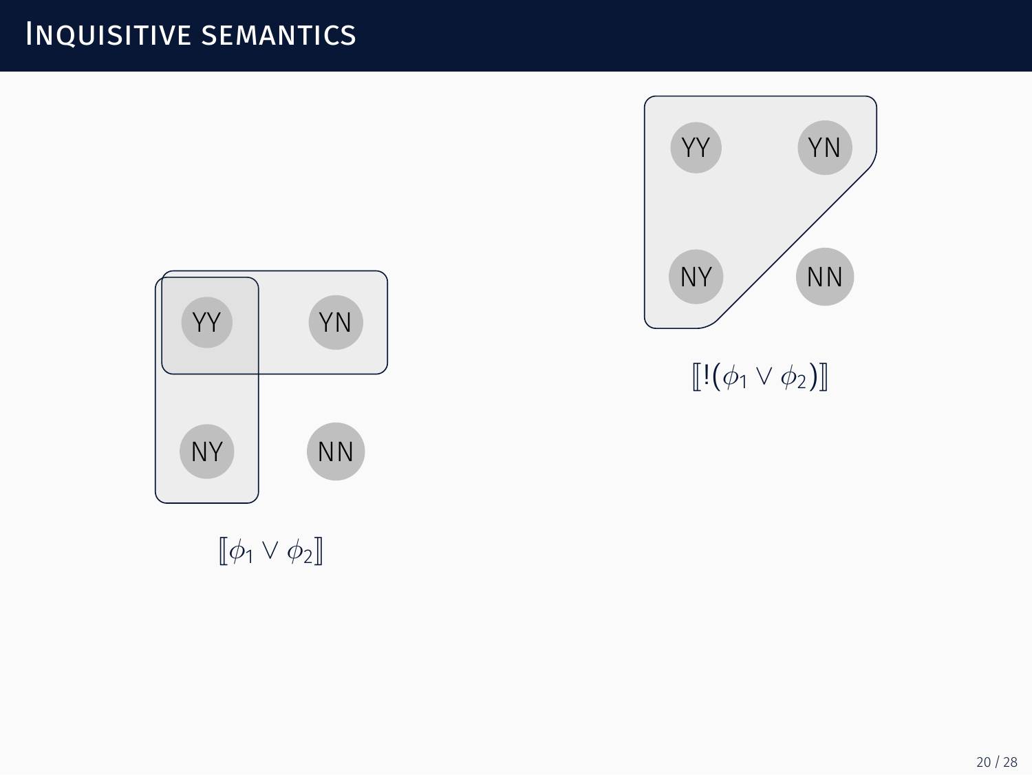# Inquisitive semantics

YY YN

NY NN

$[\![\phi_1 \vee \phi_2]\!]$

YY YN

NY NN

$[\![!(\phi_1 \vee \phi_2)]\!]$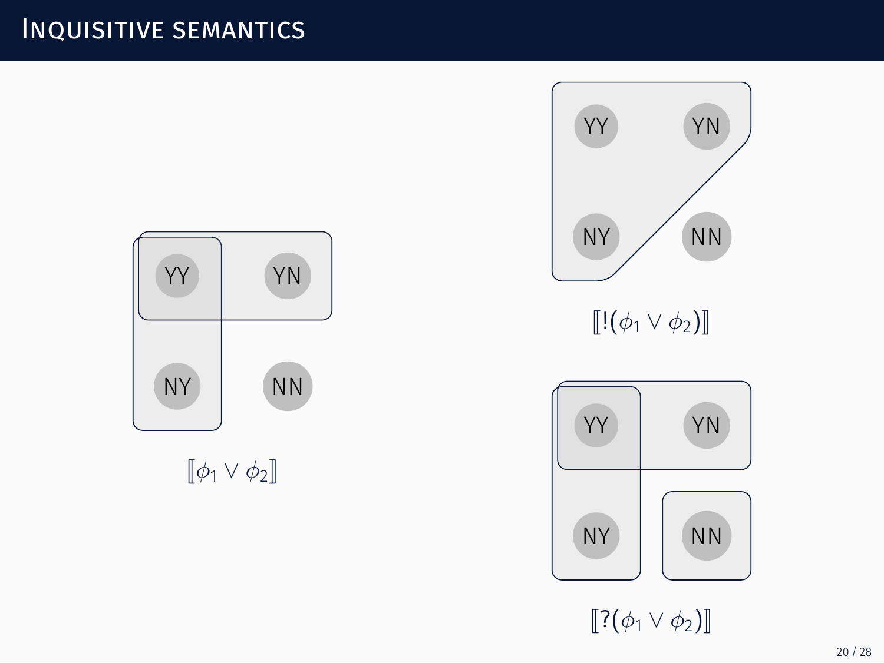# Inquisitive semantics

YY YN

NY NN

$[\![\phi_1 \vee \phi_2]\!]$

YY YN

NY NN

$[\![!(\phi_1 \vee \phi_2)]\!]$

YY YN

NY NN

$[\![?(\phi_1 \vee \phi_2)]\!]$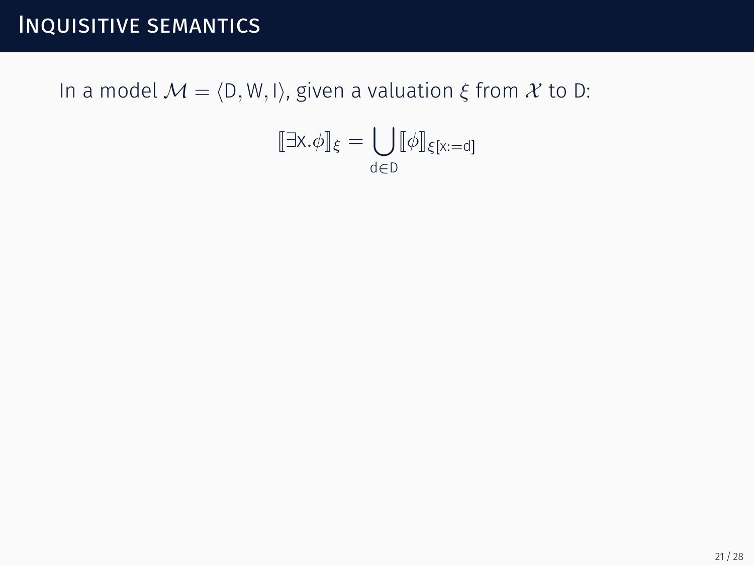# Inquisitive semantics

In a model $\mathcal{M} = \langle \mathsf{D}, \mathsf{W}, \mathsf{I} \rangle$, given a valuation $\xi$ from $\mathcal{X}$ to $\mathsf{D}$:

$$[\![\exists \mathsf{x}.\phi]\!]_{\xi} = \bigcup_{\mathsf{d} \in \mathsf{D}} [\![\phi]\!]_{\xi[\mathsf{x}:=\mathsf{d}]}$$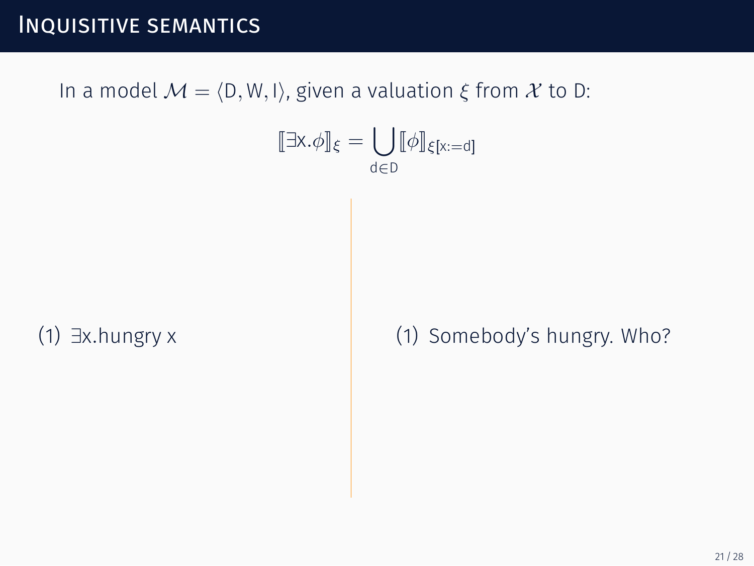# Inquisitive semantics

In a model $\mathcal{M} = \langle \mathsf{D}, \mathsf{W}, \mathsf{I} \rangle$, given a valuation $\xi$ from $\mathcal{X}$ to D:

$$[\![\exists \mathsf{x}.\phi]\!]_\xi = \bigcup_{\mathsf{d} \in \mathsf{D}} [\![\phi]\!]_{\xi[\mathsf{x}:=\mathsf{d}]}$$

(1) $\exists$x.hungry x

(1) Somebody's hungry. Who?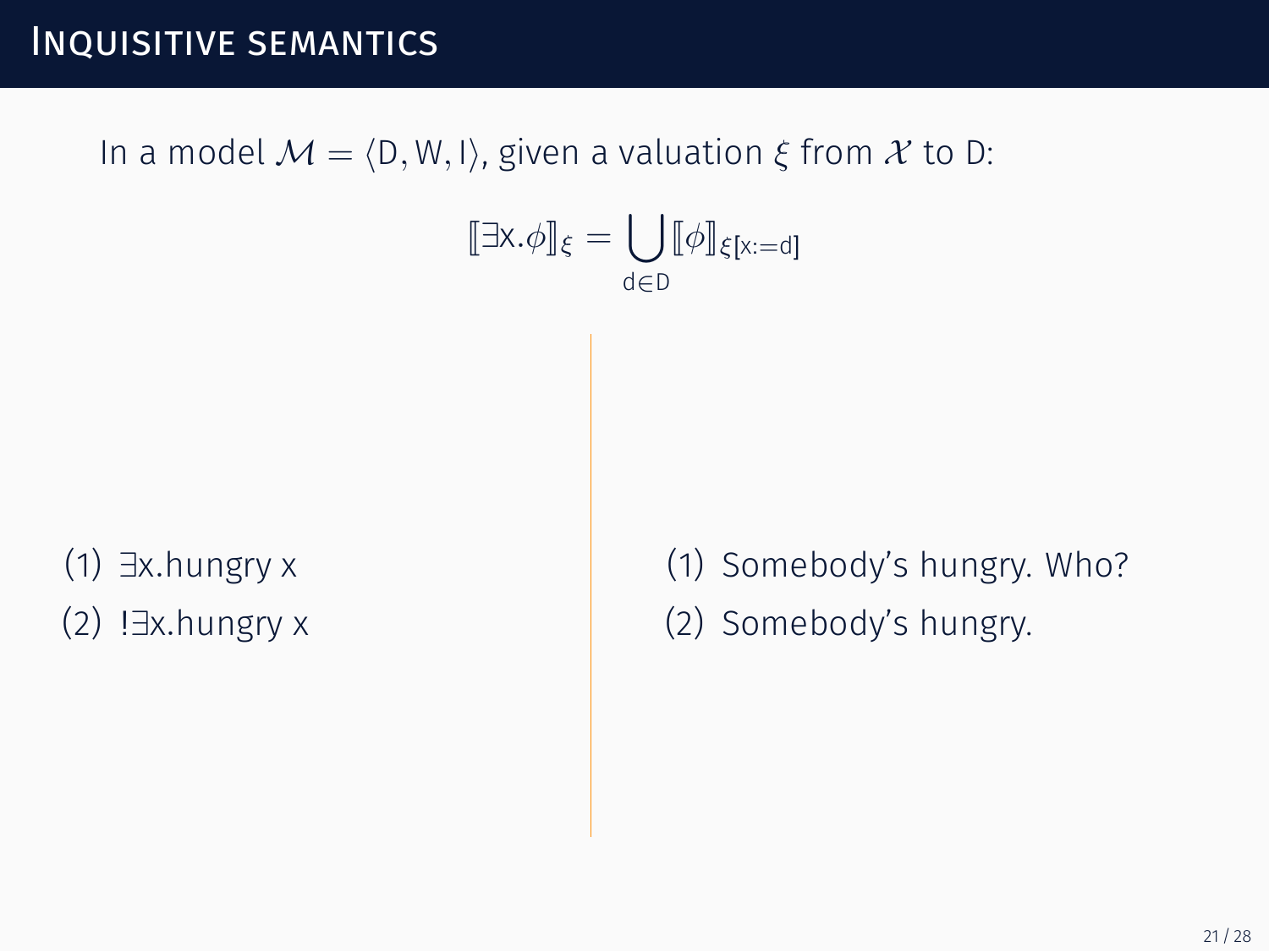# Inquisitive semantics

In a model $\mathcal{M} = \langle D, W, I \rangle$, given a valuation $\xi$ from $\mathcal{X}$ to D:

$$[\![\exists x.\phi]\!]_\xi = \bigcup_{d \in D} [\![\phi]\!]_{\xi[x:=d]}$$

(1) $\exists$x.hungry x

(2) !$\exists$x.hungry x

(1) Somebody's hungry. Who?

(2) Somebody's hungry.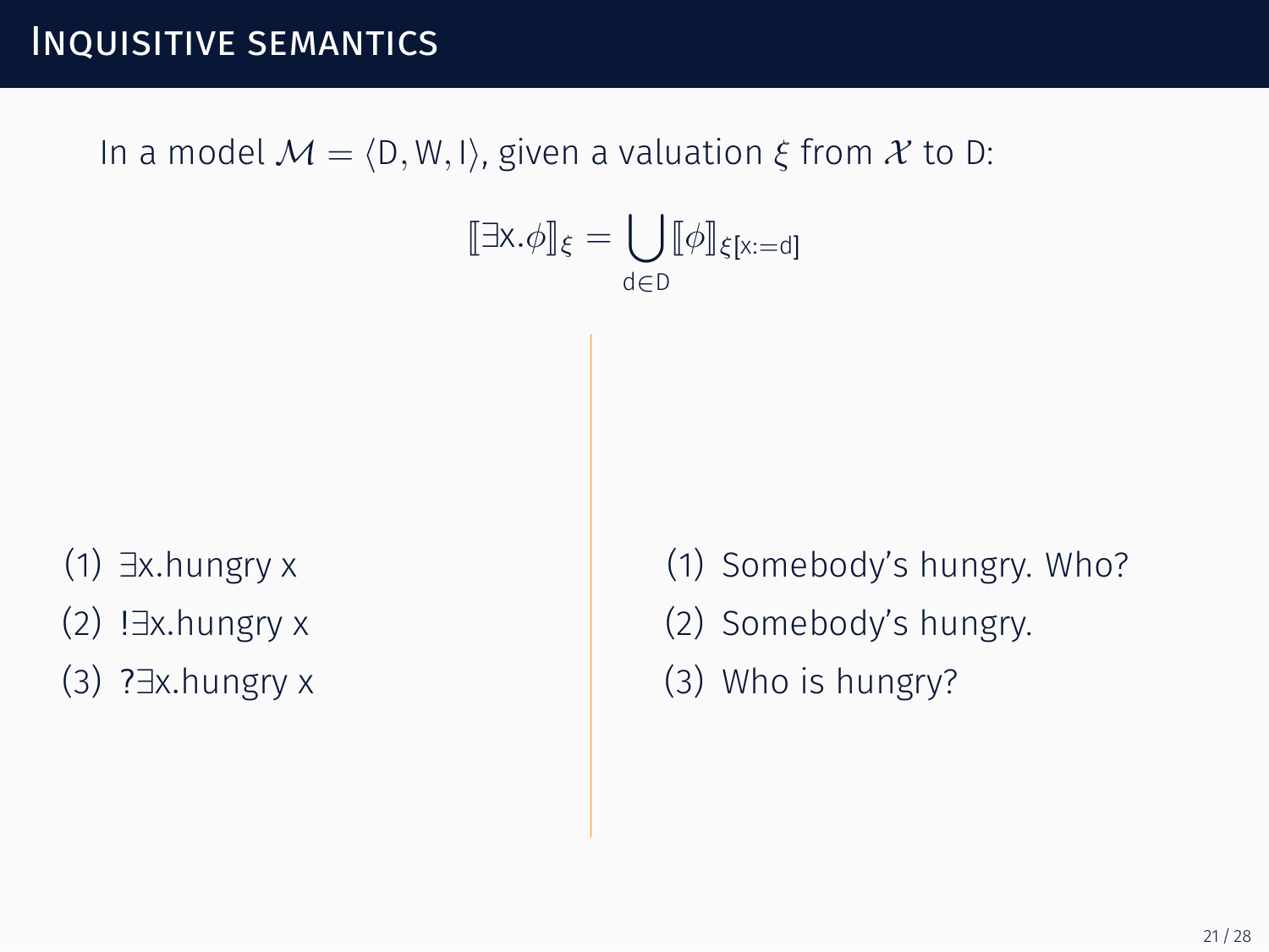# Inquisitive semantics

In a model $\mathcal{M} = \langle \mathsf{D}, \mathsf{W}, \mathsf{I} \rangle$, given a valuation $\xi$ from $\mathcal{X}$ to D:

$$[\![\exists \mathsf{x}.\phi]\!]_\xi = \bigcup_{\mathsf{d} \in \mathsf{D}} [\![\phi]\!]_{\xi[\mathsf{x}:=\mathsf{d}]}$$

(1) $\exists$x.hungry x

(2) !$\exists$x.hungry x

(3) ?$\exists$x.hungry x

(1) Somebody's hungry. Who?

(2) Somebody's hungry.

(3) Who is hungry?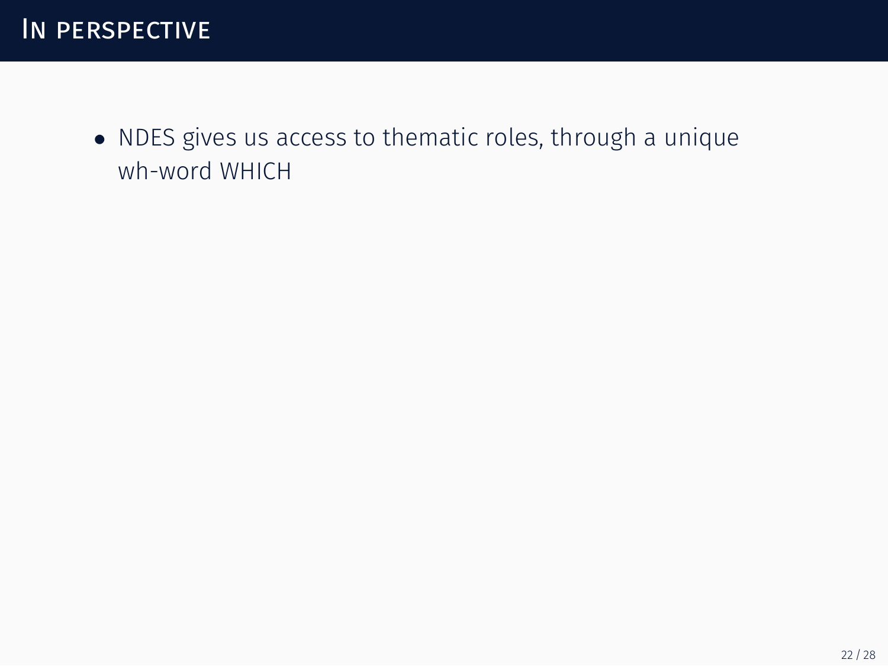# In perspective

- NDES gives us access to thematic roles, through a unique wh-word WHICH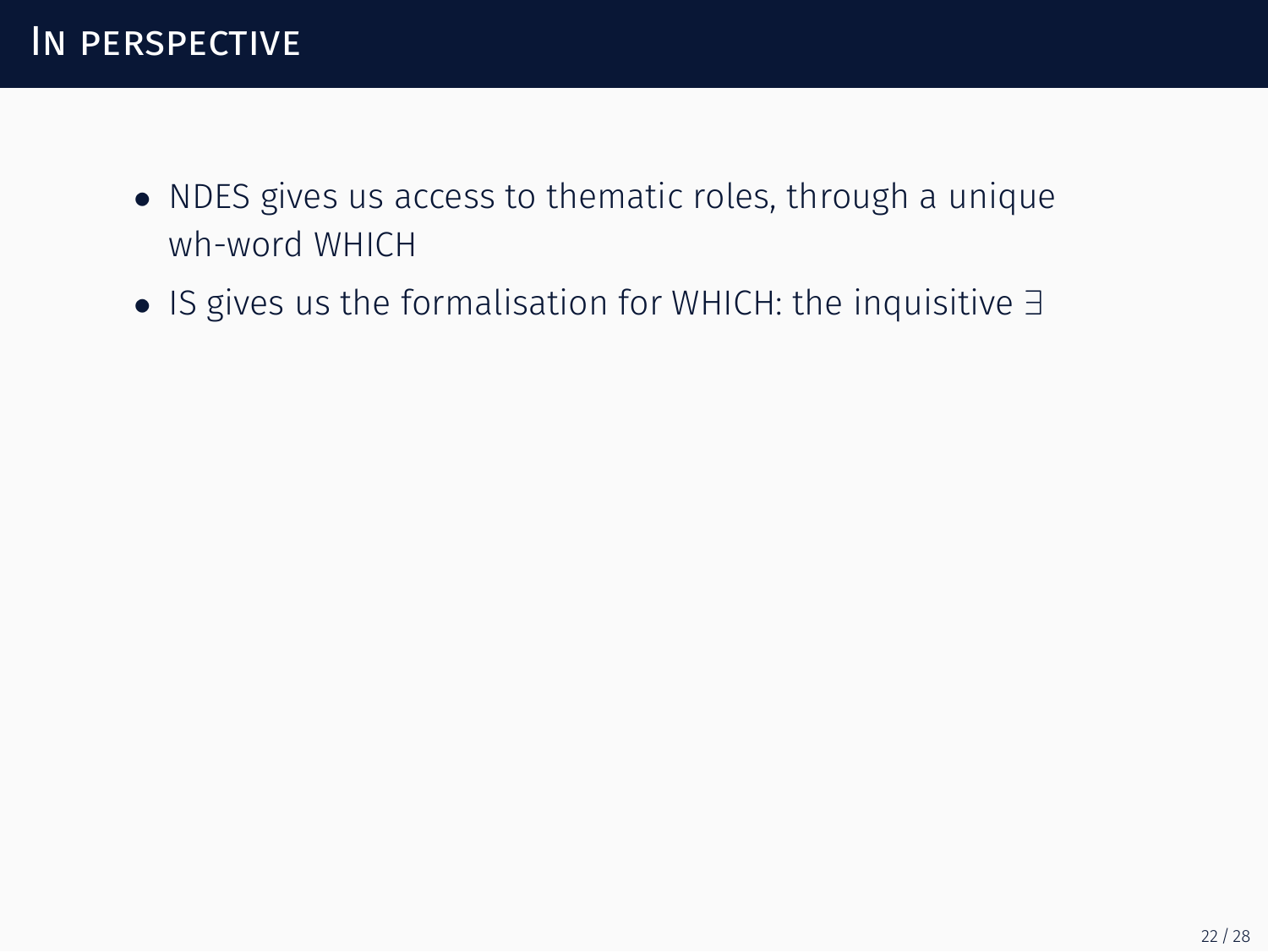# In perspective

- NDES gives us access to thematic roles, through a unique wh-word WHICH
- IS gives us the formalisation for WHICH: the inquisitive $\exists$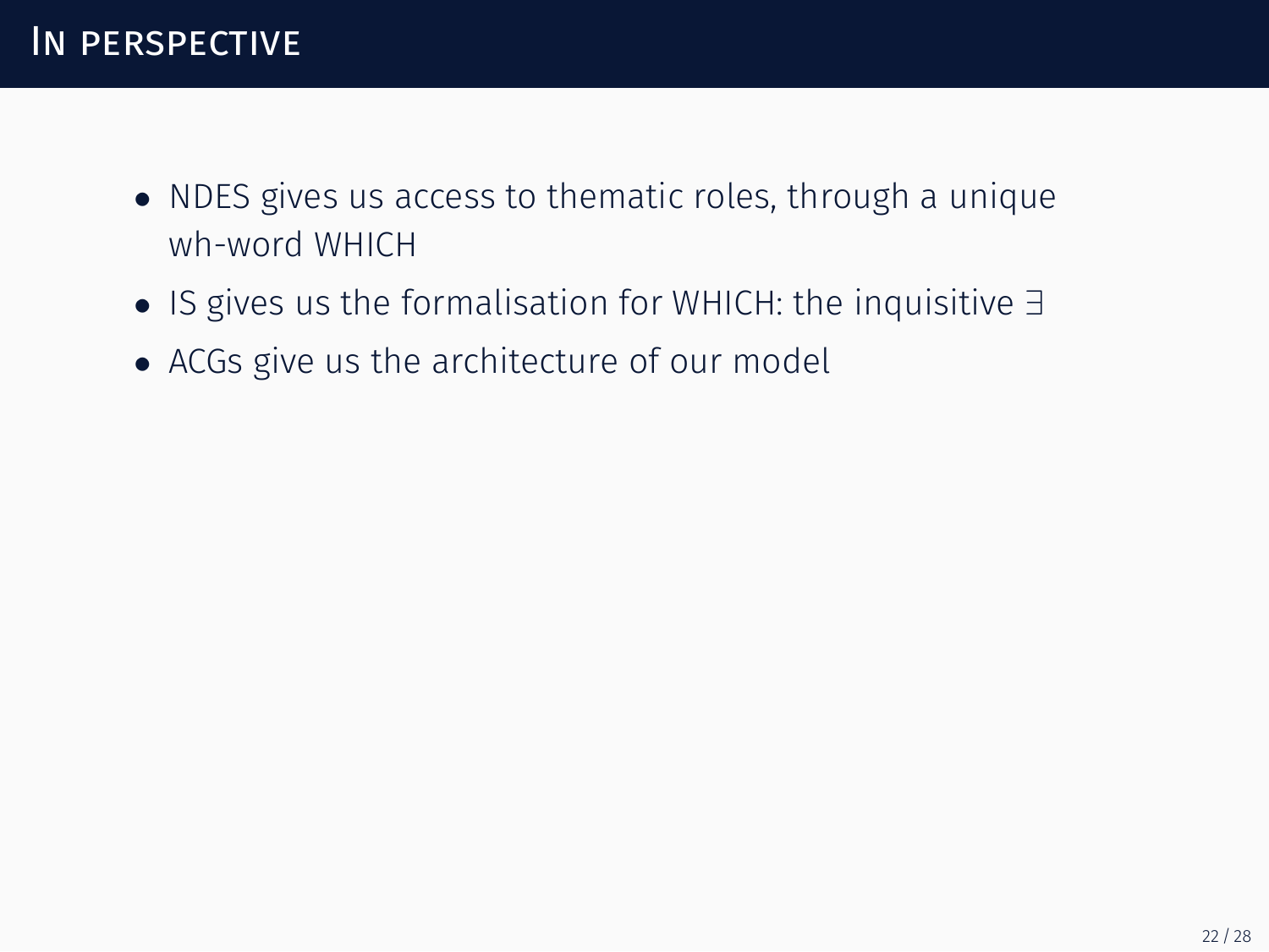# In perspective

- NDES gives us access to thematic roles, through a unique wh-word WHICH
- IS gives us the formalisation for WHICH: the inquisitive $\exists$
- ACGs give us the architecture of our model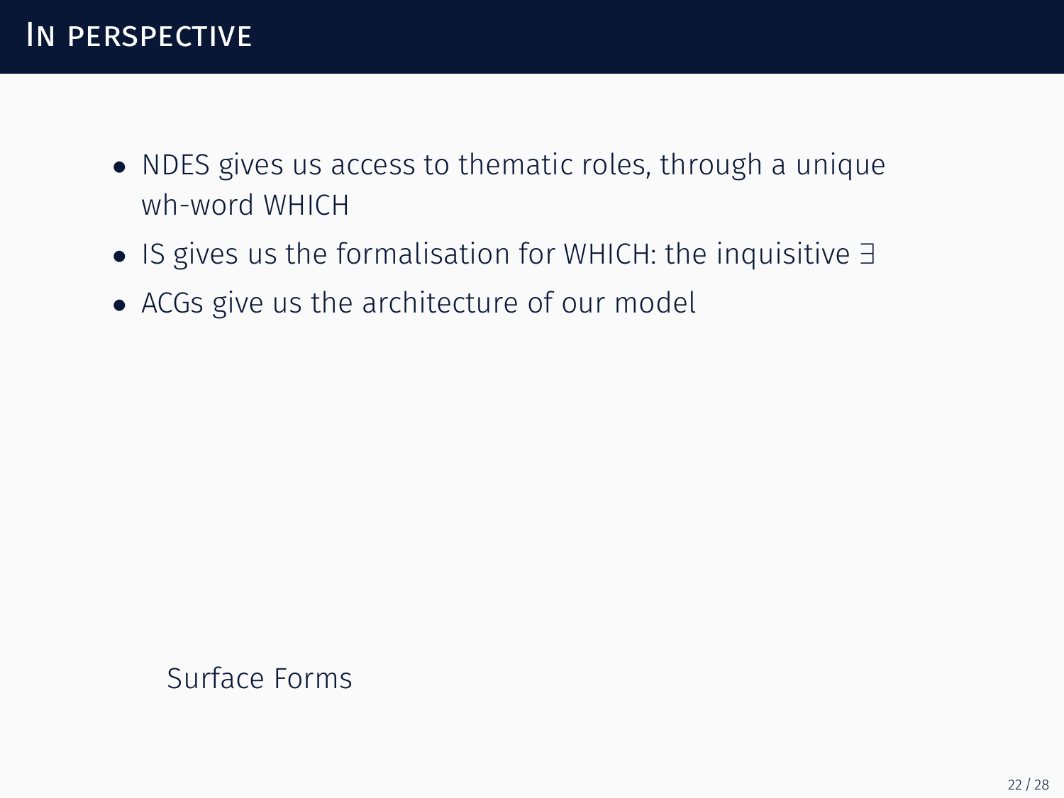# In perspective

- NDES gives us access to thematic roles, through a unique wh-word WHICH
- IS gives us the formalisation for WHICH: the inquisitive $\exists$
- ACGs give us the architecture of our model

Surface Forms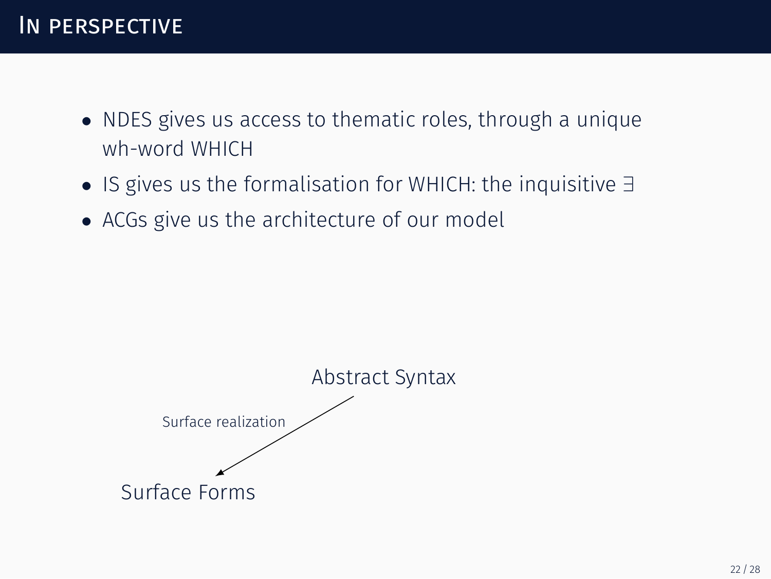# In perspective

- NDES gives us access to thematic roles, through a unique wh-word WHICH
- IS gives us the formalisation for WHICH: the inquisitive $\exists$
- ACGs give us the architecture of our model

Abstract Syntax

Surface realization

Surface Forms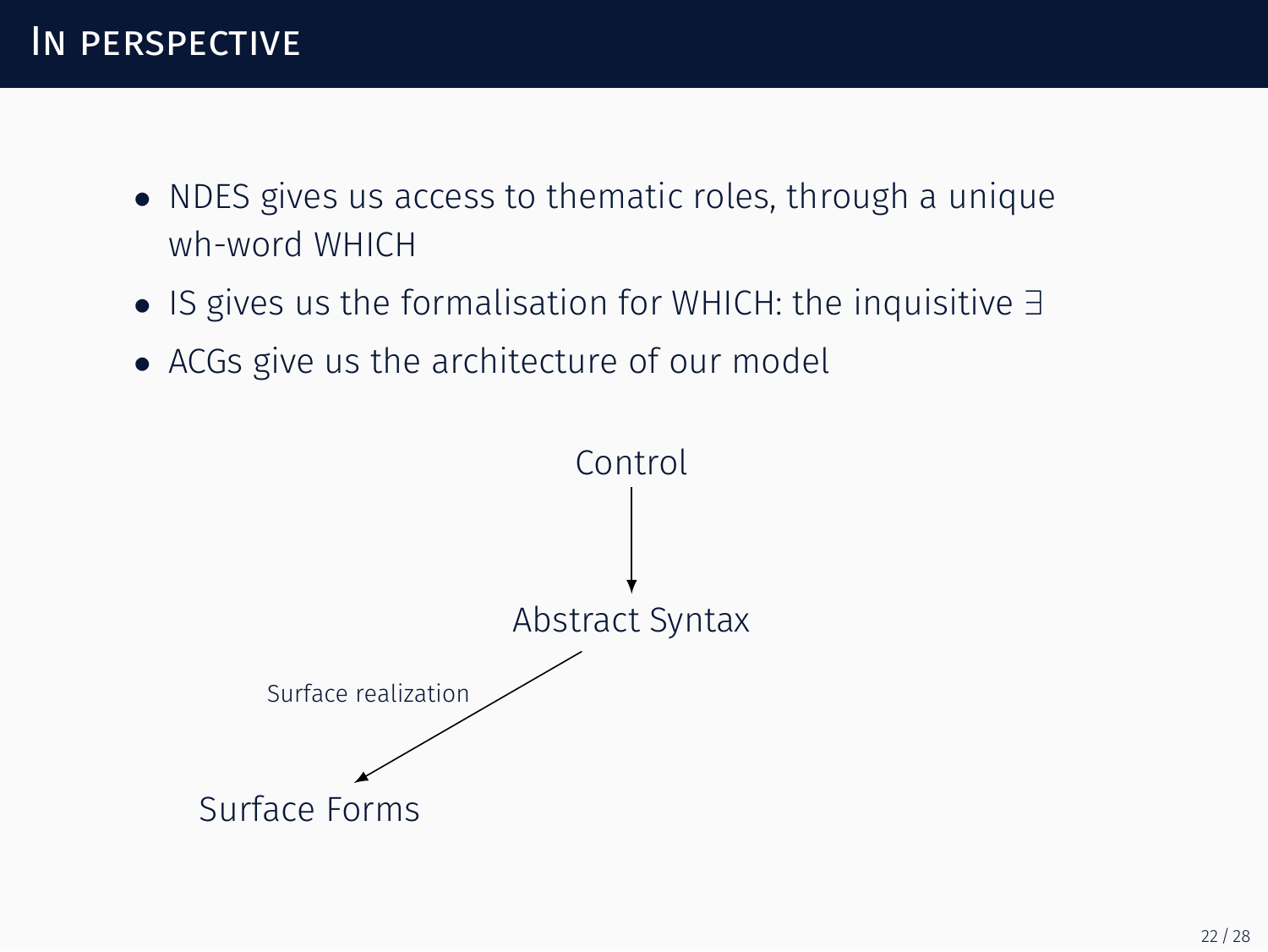# In perspective

- NDES gives us access to thematic roles, through a unique wh-word WHICH
- IS gives us the formalisation for WHICH: the inquisitive $\exists$
- ACGs give us the architecture of our model

Control

Abstract Syntax

Surface realization

Surface Forms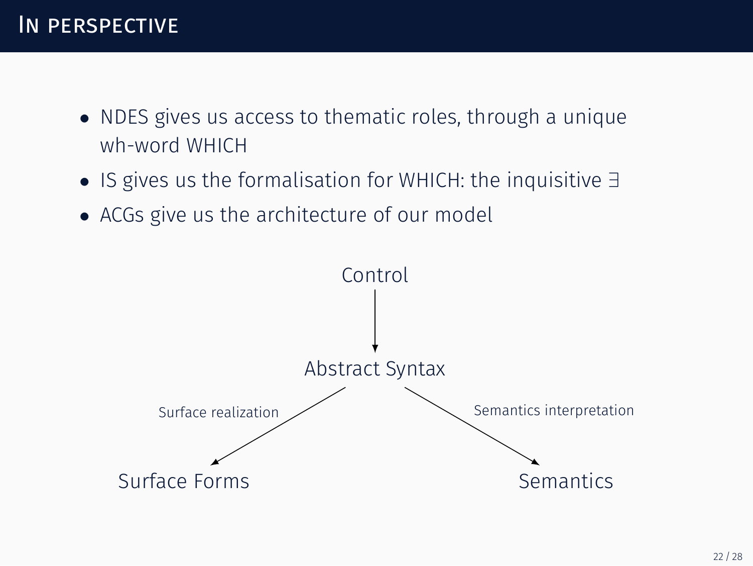# In perspective

- NDES gives us access to thematic roles, through a unique wh-word WHICH
- IS gives us the formalisation for WHICH: the inquisitive $\exists$
- ACGs give us the architecture of our model

Control

Abstract Syntax

Surface realization

Semantics interpretation

Surface Forms

Semantics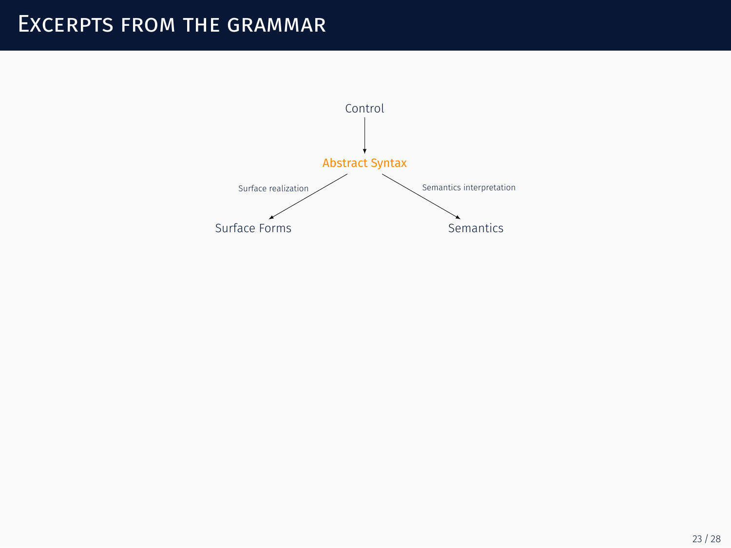# Excerpts from the grammar

Control

Abstract Syntax

Surface realization

Semantics interpretation

Surface Forms

Semantics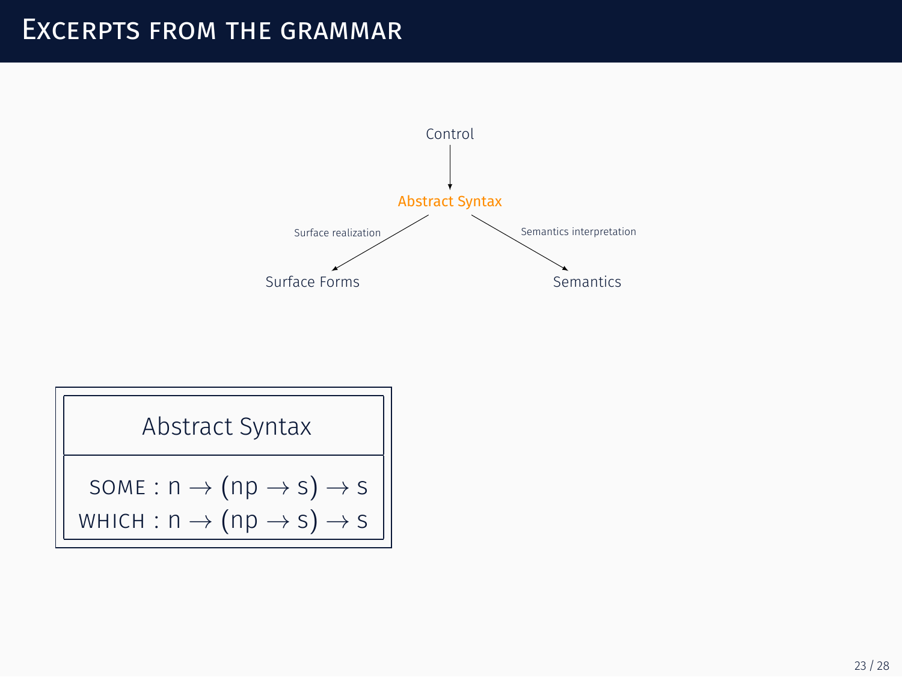# Excerpts from the grammar

Control

Abstract Syntax

Surface realization

Semantics interpretation

Surface Forms

Semantics

| Abstract Syntax |
| --- |
| $\text{SOME} : n \rightarrow (np \rightarrow s) \rightarrow s$ |
| $\text{WHICH} : n \rightarrow (np \rightarrow s) \rightarrow s$ |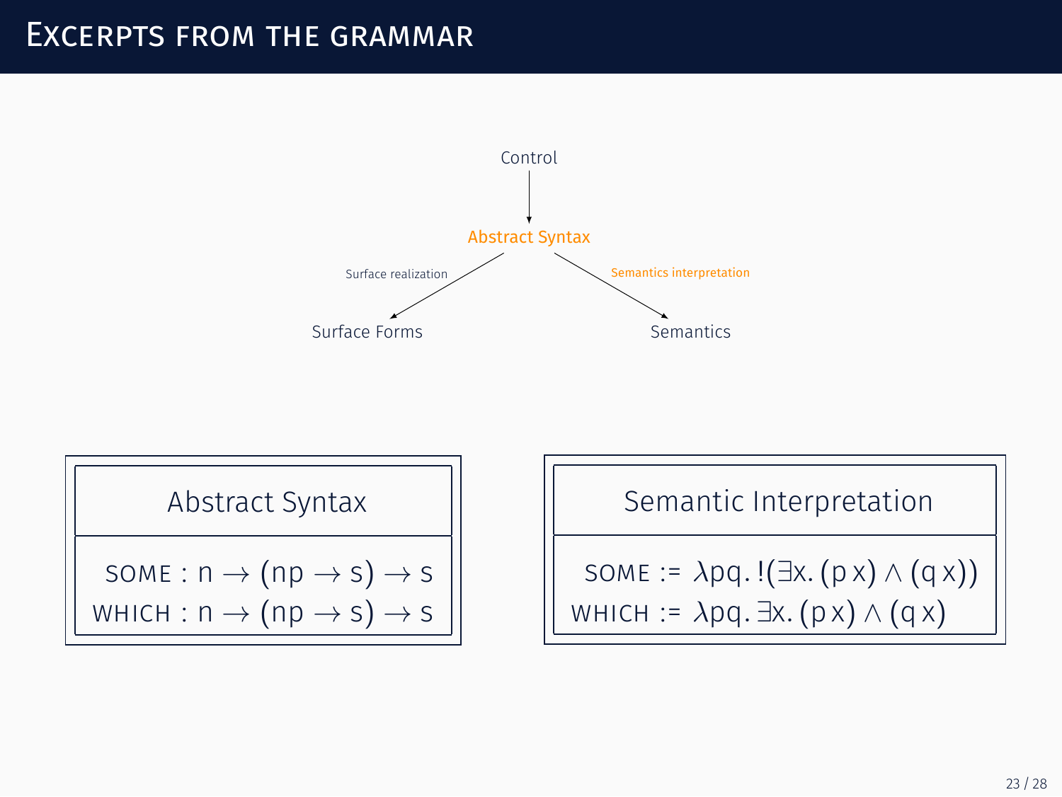# Excerpts from the grammar

Control

Abstract Syntax

Surface realization

Semantics interpretation

Surface Forms

Semantics

| Abstract Syntax |
|---|
| SOME : $n \to (np \to s) \to s$ |
| WHICH : $n \to (np \to s) \to s$ |

| Semantic Interpretation |
|---|
| SOME := $\lambda pq.\,!(\exists x.\,(p\,x) \wedge (q\,x))$ |
| WHICH := $\lambda pq.\,\exists x.\,(p\,x) \wedge (q\,x)$ |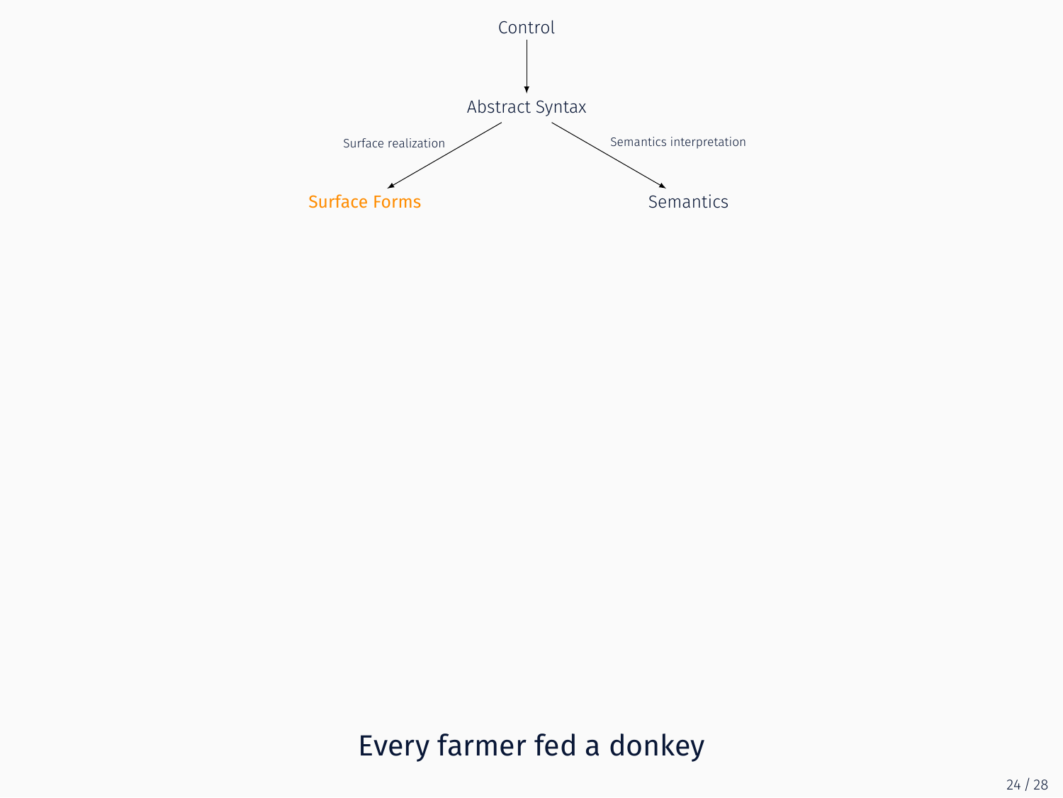Control

Abstract Syntax

Surface realization

Semantics interpretation

Surface Forms

Semantics

Every farmer fed a donkey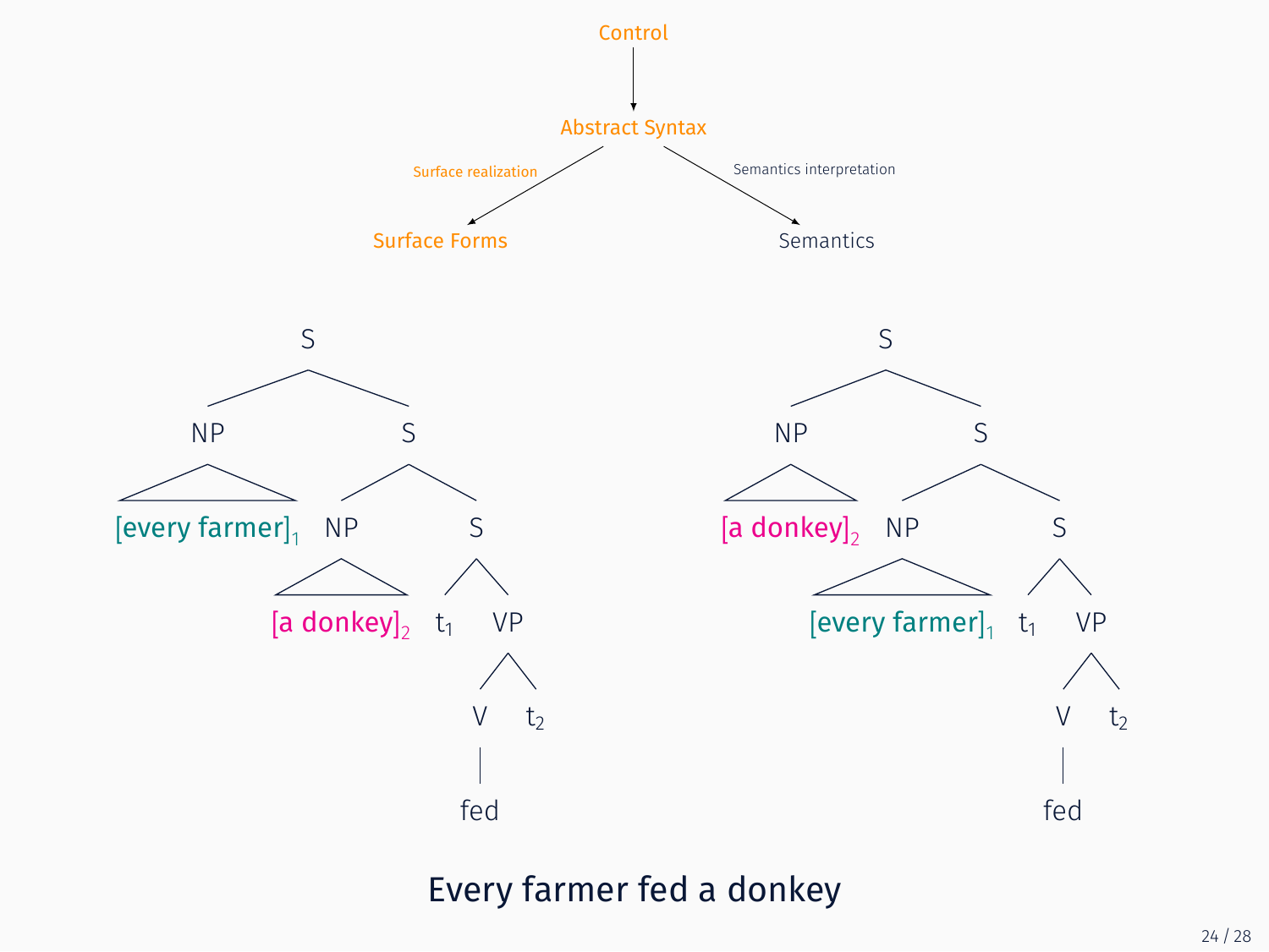Control

Abstract Syntax

Surface realization

Semantics interpretation

Surface Forms

Semantics

S

NP

S

[every farmer]$_1$

NP

S

[a donkey]$_2$

$t_1$

VP

V

$t_2$

fed

S

NP

S

[a donkey]$_2$

NP

S

[every farmer]$_1$

$t_1$

VP

V

$t_2$

fed

Every farmer fed a donkey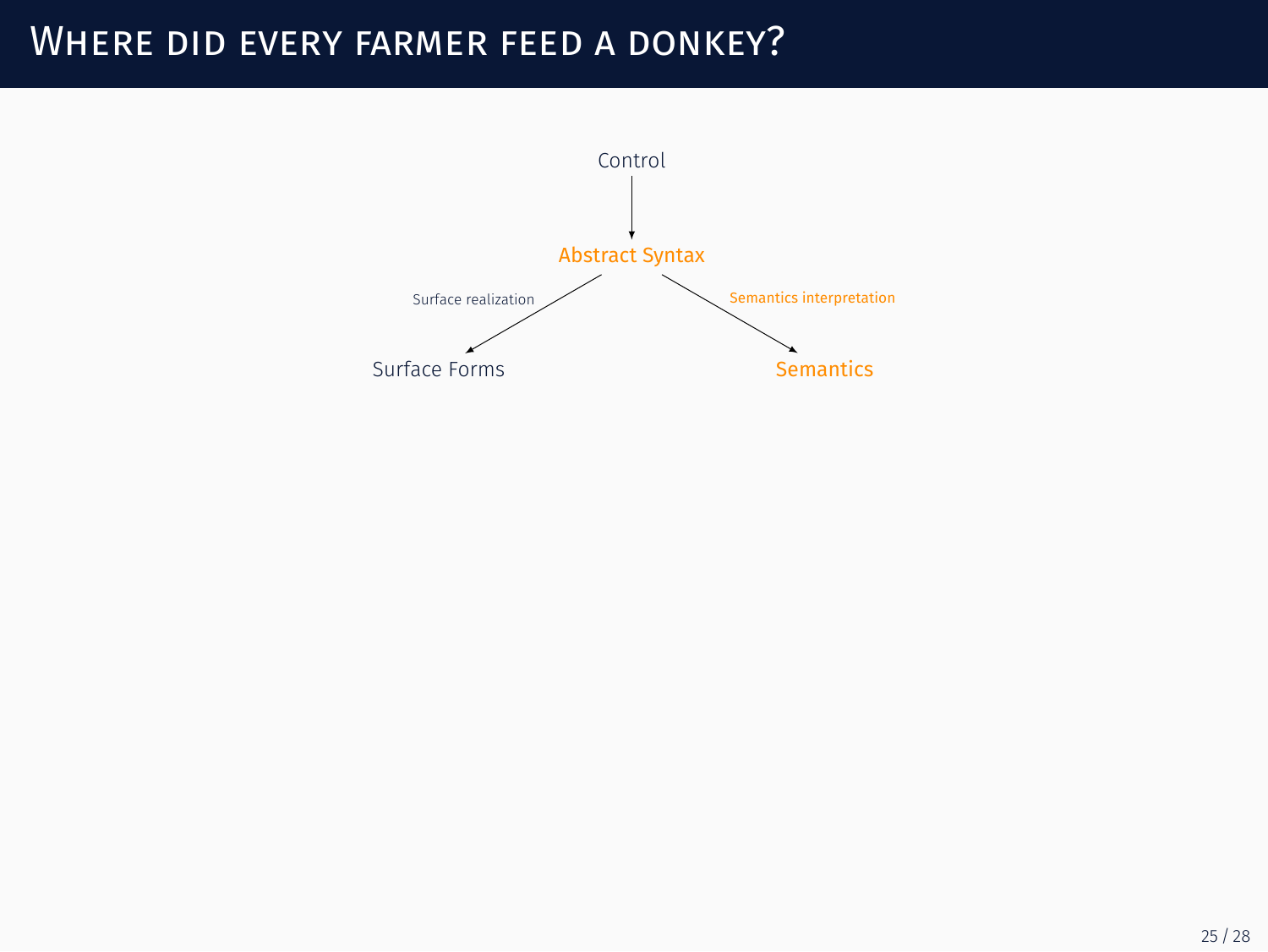# Where did every farmer feed a donkey?

Control

Abstract Syntax

Surface realization

Semantics interpretation

Surface Forms

Semantics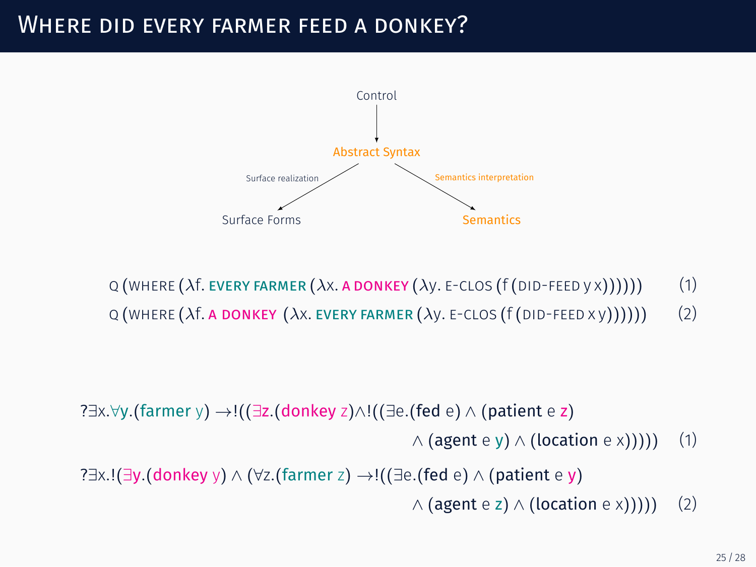# Where did every farmer feed a donkey?

Control

Abstract Syntax

Surface realization

Semantics interpretation

Surface Forms

Semantics

$$\text{Q}\,(\text{WHERE}\,(\lambda f.\ \text{EVERY FARMER}\,(\lambda x.\ \text{A DONKEY}\,(\lambda y.\ \text{E-CLOS}\,(f\,(\text{DID-FEED}\ y\ x))))))) \quad (1)$$

$$\text{Q}\,(\text{WHERE}\,(\lambda f.\ \text{A DONKEY}\,(\lambda x.\ \text{EVERY FARMER}\,(\lambda y.\ \text{E-CLOS}\,(f\,(\text{DID-FEED}\ x\ y))))))) \quad (2)$$

$$?\exists x.\forall y.(\text{farmer } y) \rightarrow !((\exists z.(\text{donkey } z) \wedge !((\exists e.(\text{fed } e) \wedge (\text{patient } e\ z) \wedge (\text{agent } e\ y) \wedge (\text{location } e\ x))))) \quad (1)$$

$$?\exists x.!(\exists y.(\text{donkey } y) \wedge (\forall z.(\text{farmer } z) \rightarrow !((\exists e.(\text{fed } e) \wedge (\text{patient } e\ y) \wedge (\text{agent } e\ z) \wedge (\text{location } e\ x))))) \quad (2)$$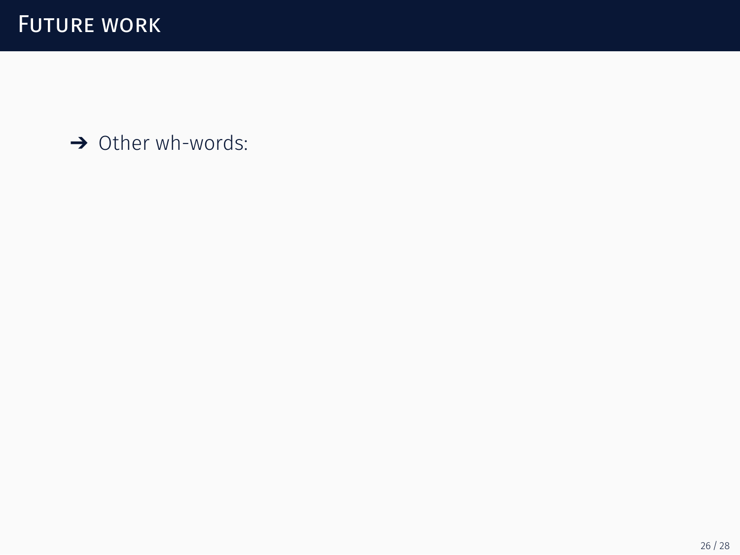# Future work

- Other wh-words: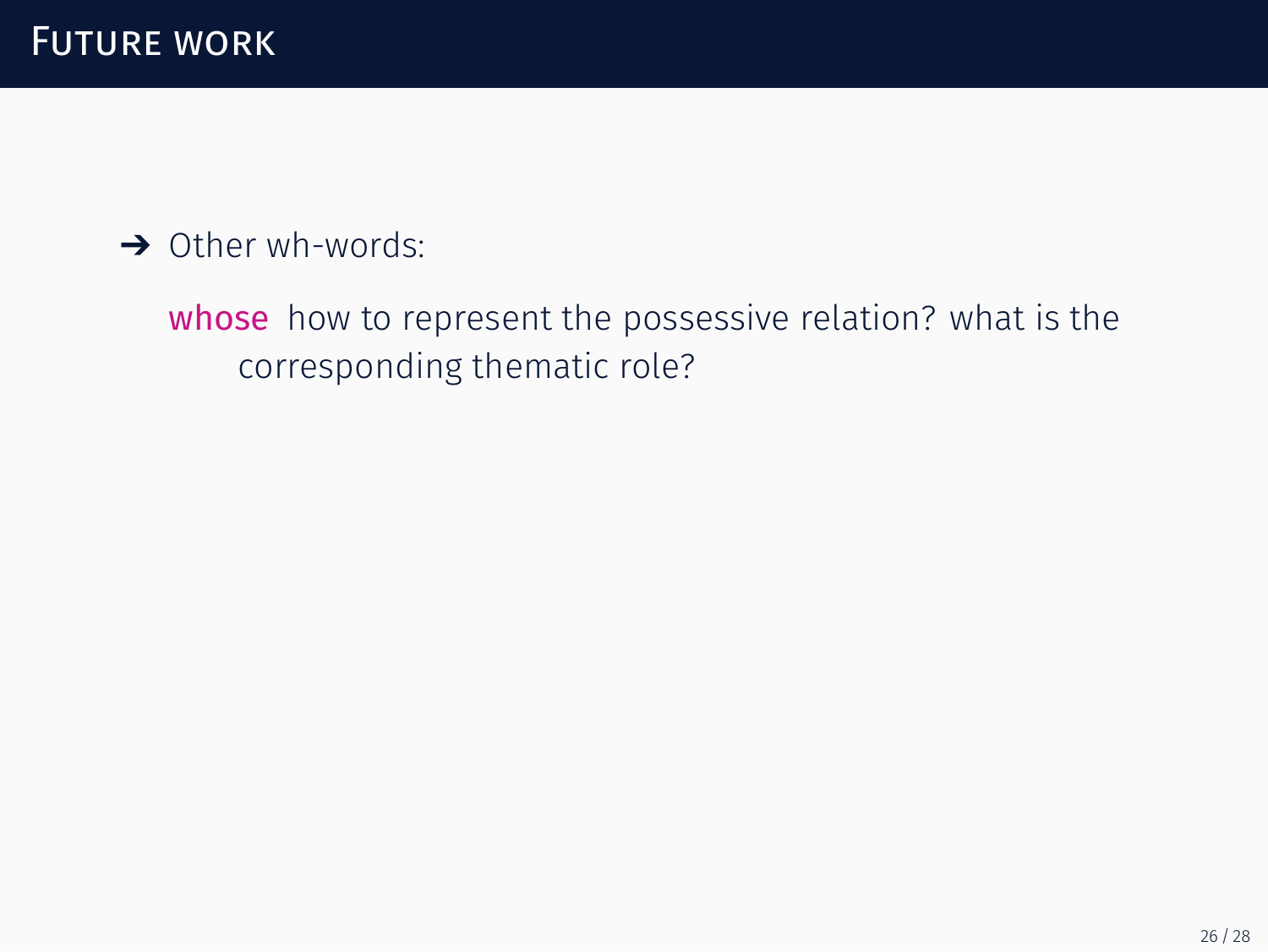# Future work

- ➔ Other wh-words:

  **whose** how to represent the possessive relation? what is the corresponding thematic role?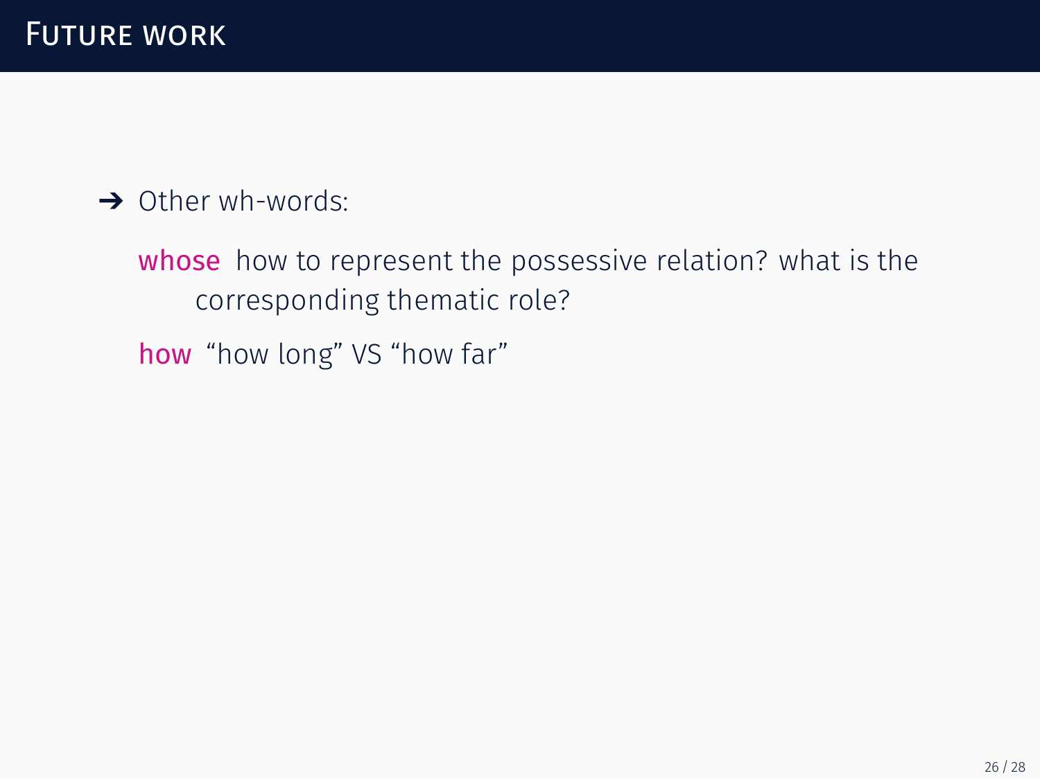# Future work

- Other wh-words:

  **whose** how to represent the possessive relation? what is the corresponding thematic role?

  **how** “how long” VS “how far”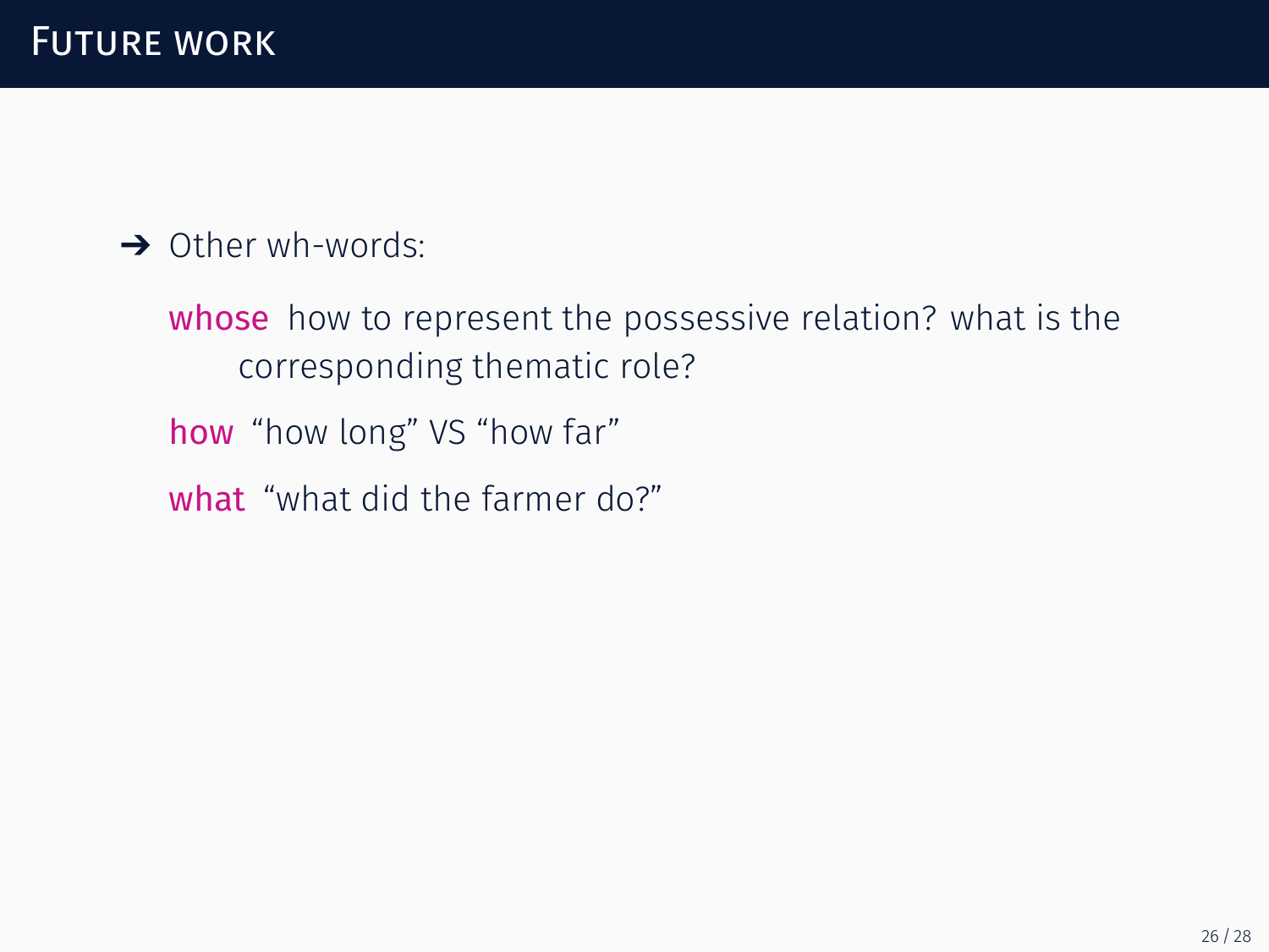# Future work

- Other wh-words:

  **whose** how to represent the possessive relation? what is the corresponding thematic role?

  **how** “how long” VS “how far”

  **what** “what did the farmer do?”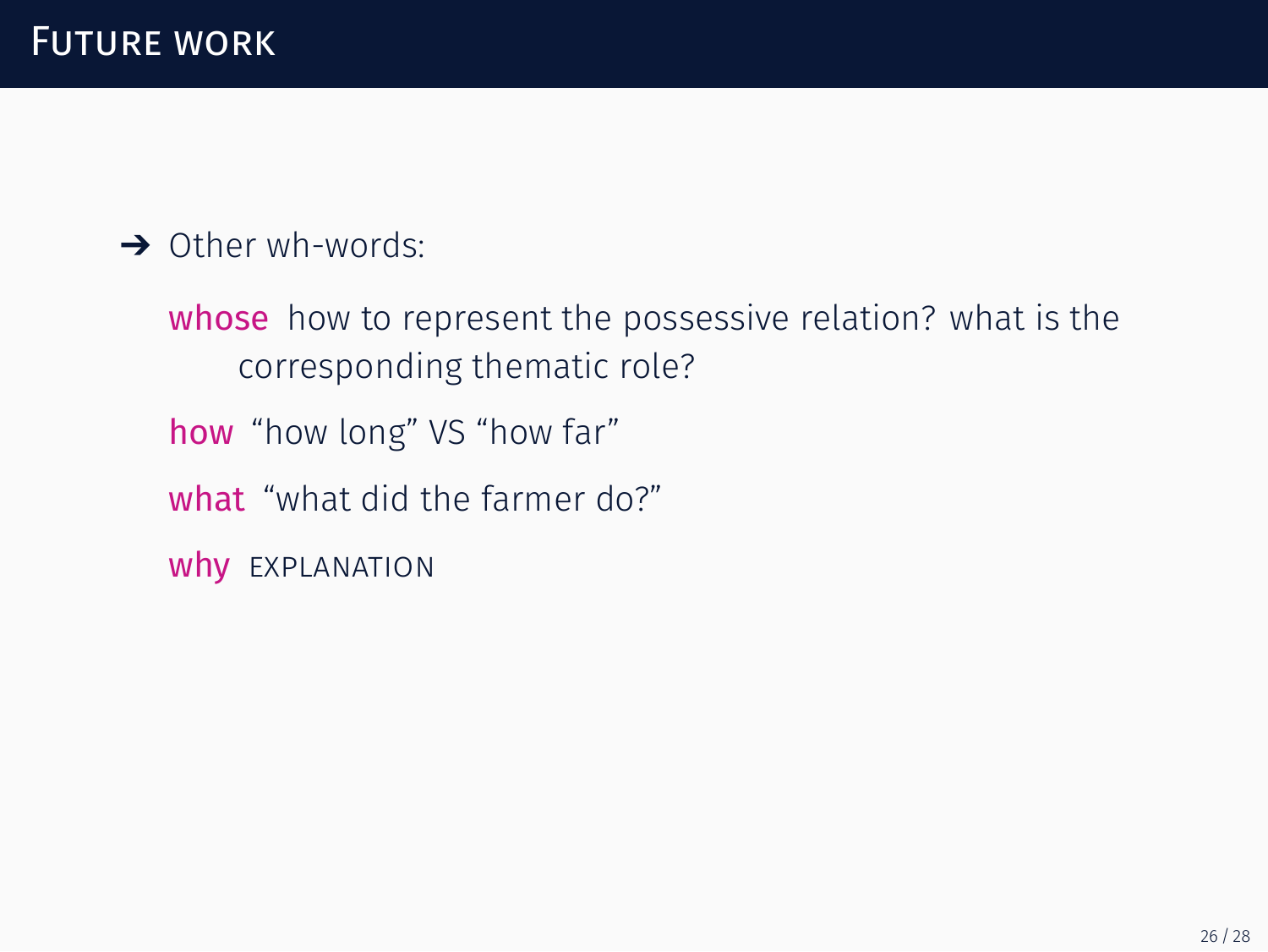# Future work

- Other wh-words:

  **whose** how to represent the possessive relation? what is the corresponding thematic role?

  **how** “how long” VS “how far”

  **what** “what did the farmer do?”

  **why** EXPLANATION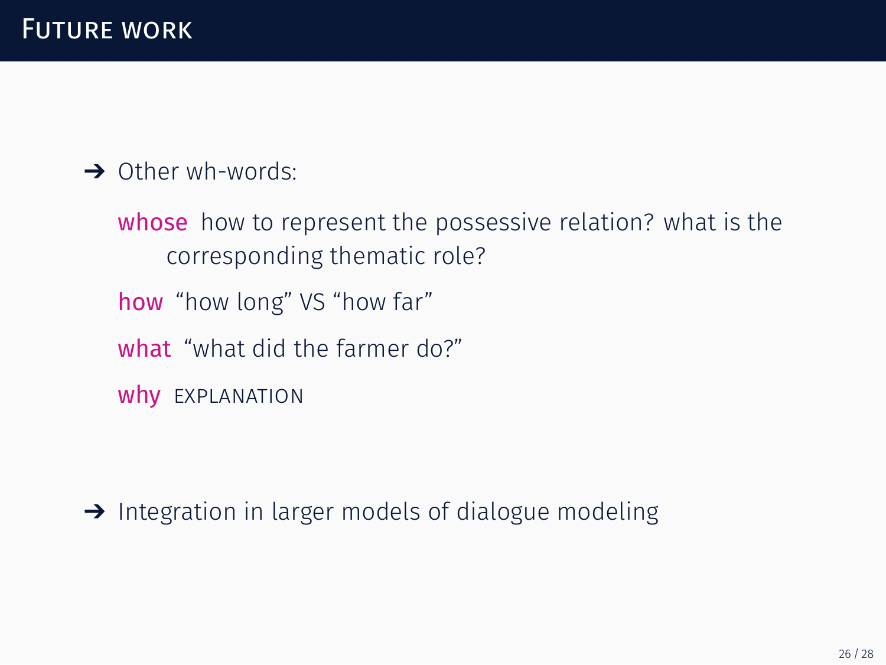# Future work

- Other wh-words:

  **whose** how to represent the possessive relation? what is the corresponding thematic role?

  **how** “how long” VS “how far”

  **what** “what did the farmer do?”

  **why** EXPLANATION

- Integration in larger models of dialogue modeling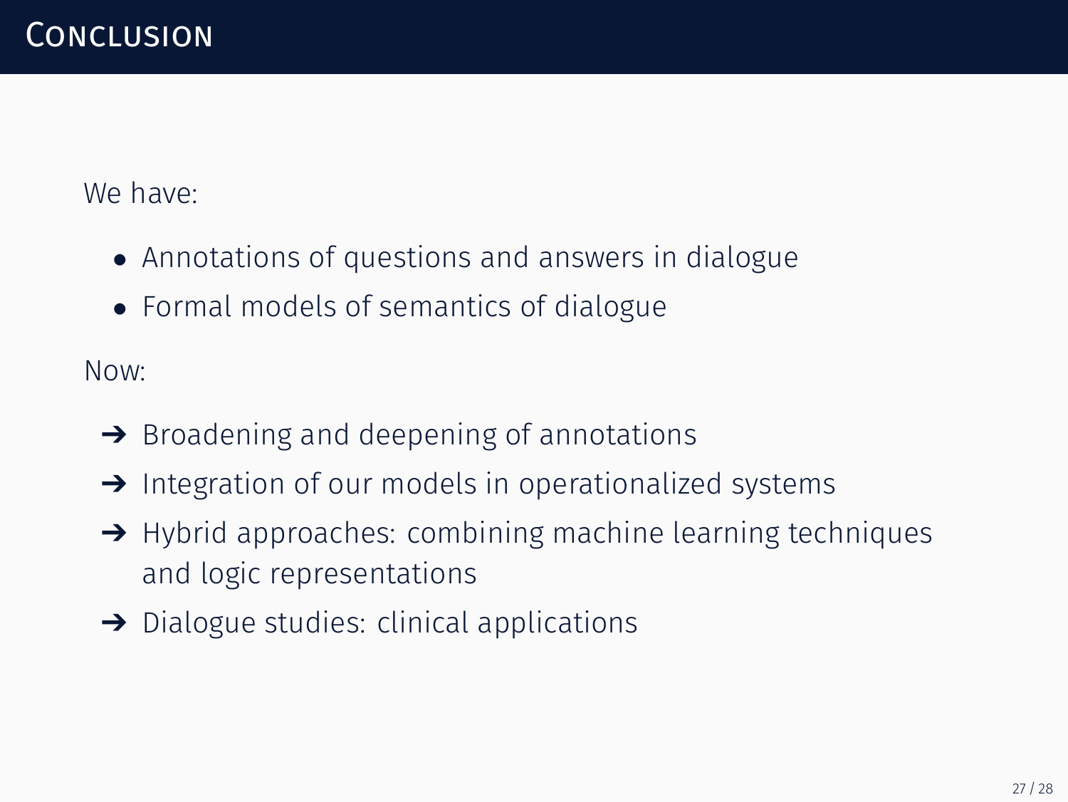# Conclusion

We have:

- Annotations of questions and answers in dialogue
- Formal models of semantics of dialogue

Now:

- ➔ Broadening and deepening of annotations
- ➔ Integration of our models in operationalized systems
- ➔ Hybrid approaches: combining machine learning techniques and logic representations
- ➔ Dialogue studies: clinical applications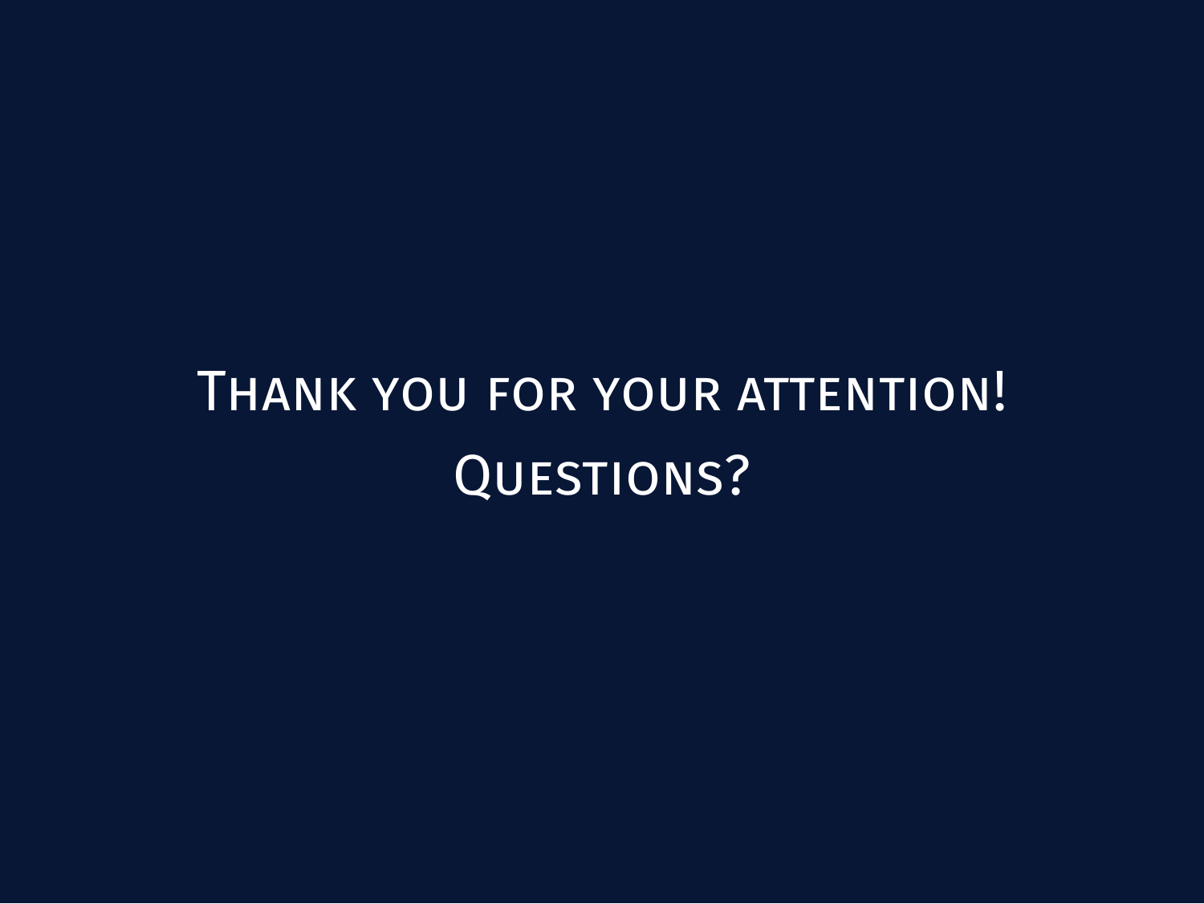Thank you for your attention!

Questions?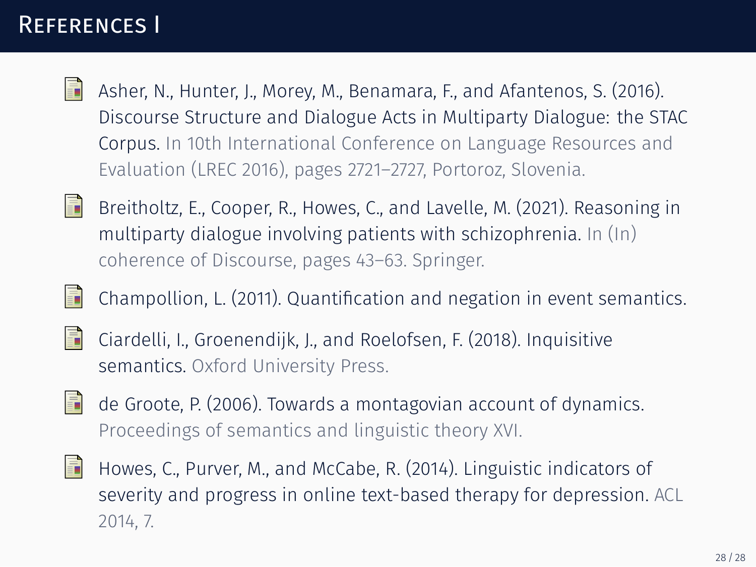# References I

- Asher, N., Hunter, J., Morey, M., Benamara, F., and Afantenos, S. (2016). Discourse Structure and Dialogue Acts in Multiparty Dialogue: the STAC Corpus. In 10th International Conference on Language Resources and Evaluation (LREC 2016), pages 2721–2727, Portoroz, Slovenia.
- Breitholtz, E., Cooper, R., Howes, C., and Lavelle, M. (2021). Reasoning in multiparty dialogue involving patients with schizophrenia. In (In) coherence of Discourse, pages 43–63. Springer.
- Champollion, L. (2011). Quantification and negation in event semantics.
- Ciardelli, I., Groenendijk, J., and Roelofsen, F. (2018). Inquisitive semantics. Oxford University Press.
- de Groote, P. (2006). Towards a montagovian account of dynamics. Proceedings of semantics and linguistic theory XVI.
- Howes, C., Purver, M., and McCabe, R. (2014). Linguistic indicators of severity and progress in online text-based therapy for depression. ACL 2014, 7.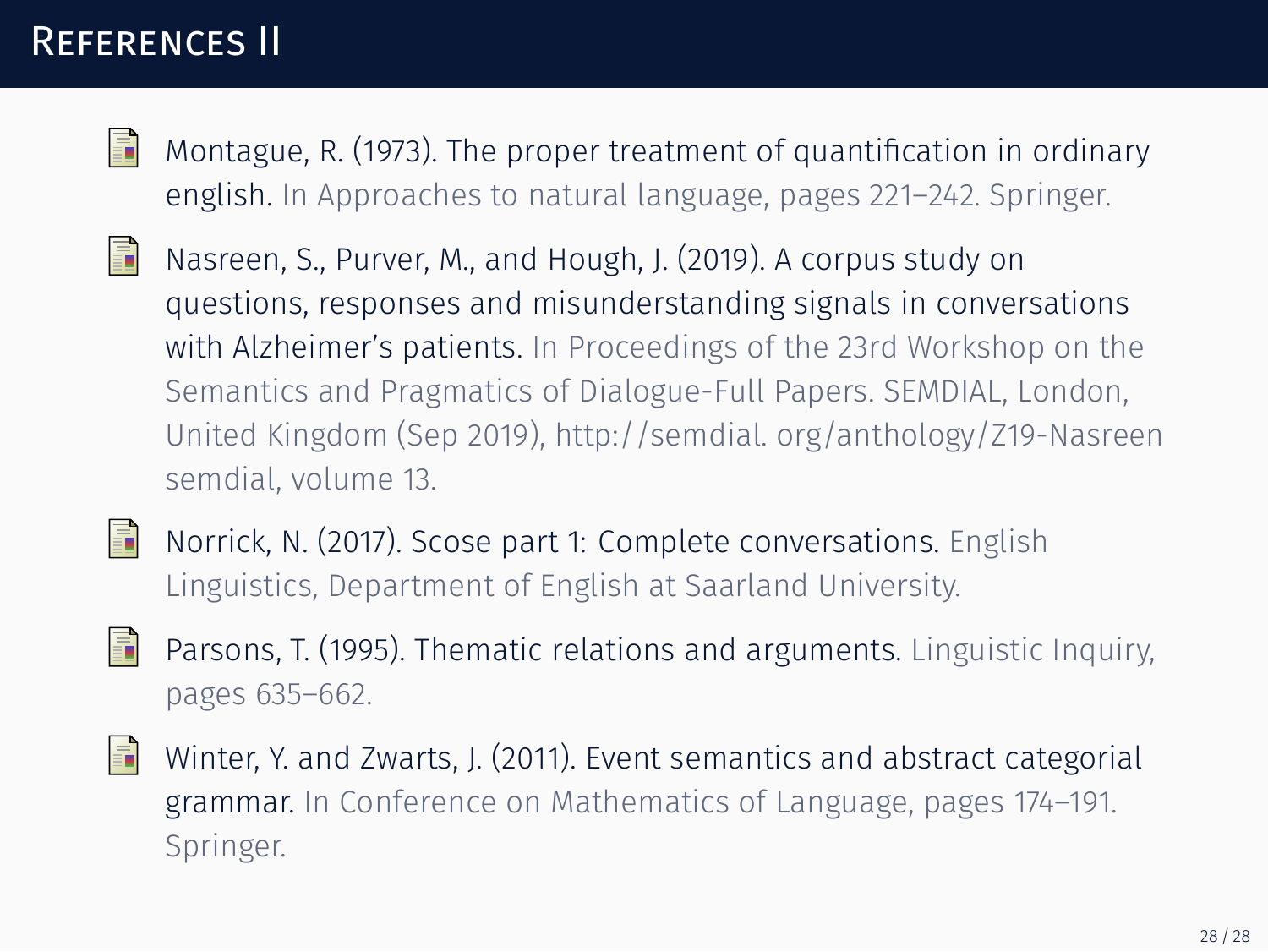# References II

- Montague, R. (1973). The proper treatment of quantification in ordinary english. In Approaches to natural language, pages 221–242. Springer.
- Nasreen, S., Purver, M., and Hough, J. (2019). A corpus study on questions, responses and misunderstanding signals in conversations with Alzheimer's patients. In Proceedings of the 23rd Workshop on the Semantics and Pragmatics of Dialogue-Full Papers. SEMDIAL, London, United Kingdom (Sep 2019), http://semdial. org/anthology/Z19-Nasreen semdial, volume 13.
- Norrick, N. (2017). Scose part 1: Complete conversations. English Linguistics, Department of English at Saarland University.
- Parsons, T. (1995). Thematic relations and arguments. Linguistic Inquiry, pages 635–662.
- Winter, Y. and Zwarts, J. (2011). Event semantics and abstract categorial grammar. In Conference on Mathematics of Language, pages 174–191. Springer.